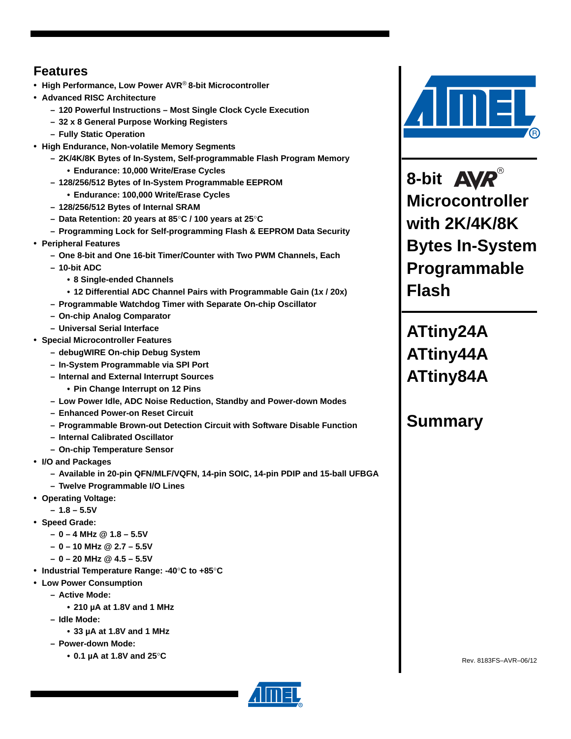# 8-bit AVR® Microcontroller with 2K/4K/8K Bytes In-System Programmable Flash

# ATtiny24A ATtiny44A ATtiny84A

# Summary

## Features

- **High Performance, Low Power AVR® 8-bit Microcontroller**
- **Advanced RISC Architecture**
  - 120 Powerful Instructions – Most Single Clock Cycle Execution
  - 32 x 8 General Purpose Working Registers
  - Fully Static Operation
- **High Endurance, Non-volatile Memory Segments**
  - 2K/4K/8K Bytes of In-System, Self-programmable Flash Program Memory
    - Endurance: 10,000 Write/Erase Cycles
  - 128/256/512 Bytes of In-System Programmable EEPROM
    - Endurance: 100,000 Write/Erase Cycles
  - 128/256/512 Bytes of Internal SRAM
  - Data Retention: 20 years at 85°C / 100 years at 25°C
  - Programming Lock for Self-programming Flash & EEPROM Data Security
- **Peripheral Features**
  - One 8-bit and One 16-bit Timer/Counter with Two PWM Channels, Each
  - 10-bit ADC
    - 8 Single-ended Channels
    - 12 Differential ADC Channel Pairs with Programmable Gain (1x / 20x)
  - Programmable Watchdog Timer with Separate On-chip Oscillator
  - On-chip Analog Comparator
  - Universal Serial Interface
- **Special Microcontroller Features**
  - debugWIRE On-chip Debug System
  - In-System Programmable via SPI Port
  - Internal and External Interrupt Sources
    - Pin Change Interrupt on 12 Pins
  - Low Power Idle, ADC Noise Reduction, Standby and Power-down Modes
  - Enhanced Power-on Reset Circuit
  - Programmable Brown-out Detection Circuit with Software Disable Function
  - Internal Calibrated Oscillator
  - On-chip Temperature Sensor
- **I/O and Packages**
  - Available in 20-pin QFN/MLF/VQFN, 14-pin SOIC, 14-pin PDIP and 15-ball UFBGA
  - Twelve Programmable I/O Lines
- **Operating Voltage:**
  - 1.8 – 5.5V
- **Speed Grade:**
  - 0 – 4 MHz @ 1.8 – 5.5V
  - 0 – 10 MHz @ 2.7 – 5.5V
  - 0 – 20 MHz @ 4.5 – 5.5V
- **Industrial Temperature Range: -40°C to +85°C**
- **Low Power Consumption**
  - Active Mode:
    - 210 µA at 1.8V and 1 MHz
  - Idle Mode:
    - 33 µA at 1.8V and 1 MHz
  - Power-down Mode:
    - 0.1 µA at 1.8V and 25°C

Rev. 8183FS–AVR–06/12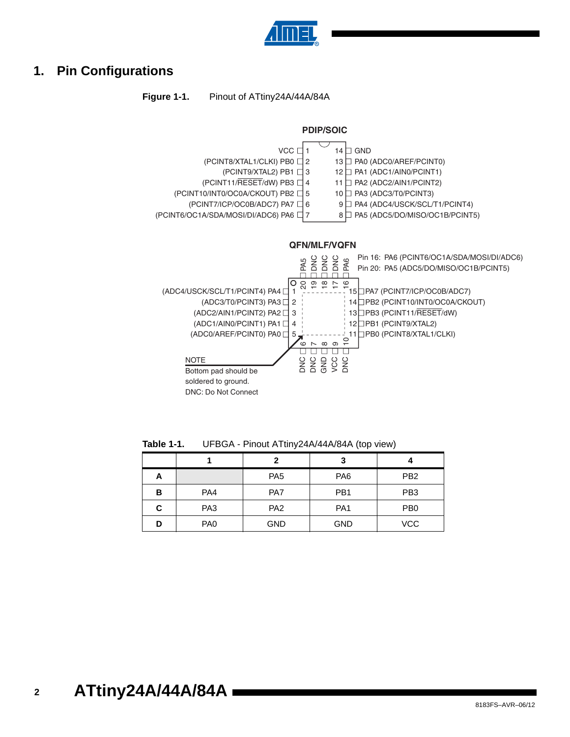# 1. Pin Configurations

**Figure 1-1.** Pinout of ATtiny24A/44A/84A

**PDIP/SOIC**

| Function | Pin | Pin | Function |
|---|---|---|---|
| VCC | 1 | 14 | GND |
| (PCINT8/XTAL1/CLKI) PB0 | 2 | 13 | PA0 (ADC0/AREF/PCINT0) |
| (PCINT9/XTAL2) PB1 | 3 | 12 | PA1 (ADC1/AIN0/PCINT1) |
| (PCINT11/RESET/dW) PB3 | 4 | 11 | PA2 (ADC2/AIN1/PCINT2) |
| (PCINT10/INT0/OC0A/CKOUT) PB2 | 5 | 10 | PA3 (ADC3/T0/PCINT3) |
| (PCINT7/ICP/OC0B/ADC7) PA7 | 6 | 9 | PA4 (ADC4/USCK/SCL/T1/PCINT4) |
| (PCINT6/OC1A/SDA/MOSI/DI/ADC6) PA6 | 7 | 8 | PA5 (ADC5/DO/MISO/OC1B/PCINT5) |

**QFN/MLF/VQFN**

Pin 16: PA6 (PCINT6/OC1A/SDA/MOSI/DI/ADC6)
Pin 20: PA5 (ADC5/DO/MISO/OC1B/PCINT5)

| Pin | Function |
|---|---|
| 1 | (ADC4/USCK/SCL/T1/PCINT4) PA4 |
| 2 | (ADC3/T0/PCINT3) PA3 |
| 3 | (ADC2/AIN1/PCINT2) PA2 |
| 4 | (ADC1/AIN0/PCINT1) PA1 |
| 5 | (ADC0/AREF/PCINT0) PA0 |
| 6 | DNC |
| 7 | DNC |
| 8 | GND |
| 9 | VCC |
| 10 | DNC |
| 11 | PB0 (PCINT8/XTAL1/CLKI) |
| 12 | PB1 (PCINT9/XTAL2) |
| 13 | PB3 (PCINT11/RESET/dW) |
| 14 | PB2 (PCINT10/INT0/OC0A/CKOUT) |
| 15 | PA7 (PCINT7/ICP/OC0B/ADC7) |
| 16 | PA6 |
| 17 | DNC |
| 18 | DNC |
| 19 | DNC |
| 20 | PA5 |

NOTE
Bottom pad should be soldered to ground.
DNC: Do Not Connect

**Table 1-1.** UFBGA - Pinout ATtiny24A/44A/84A (top view)

| | 1 | 2 | 3 | 4 |
|---|---|---|---|---|
| **A** | | PA5 | PA6 | PB2 |
| **B** | PA4 | PA7 | PB1 | PB3 |
| **C** | PA3 | PA2 | PA1 | PB0 |
| **D** | PA0 | GND | GND | VCC |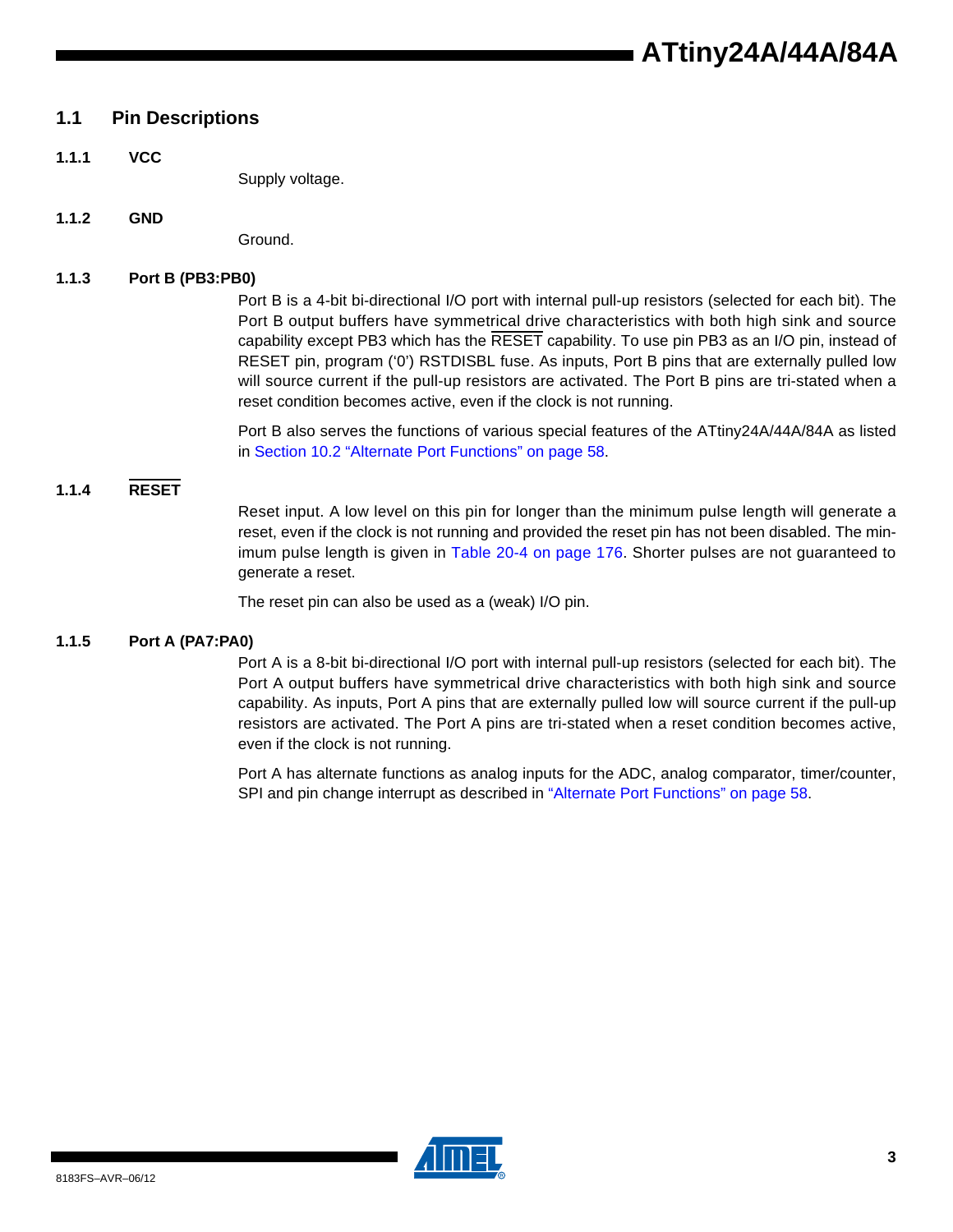## 1.1 Pin Descriptions

### 1.1.1 VCC

Supply voltage.

### 1.1.2 GND

Ground.

### 1.1.3 Port B (PB3:PB0)

Port B is a 4-bit bi-directional I/O port with internal pull-up resistors (selected for each bit). The Port B output buffers have symmetrical drive characteristics with both high sink and source capability except PB3 which has the $\overline{\text{RESET}}$ capability. To use pin PB3 as an I/O pin, instead of RESET pin, program ('0') RSTDISBL fuse. As inputs, Port B pins that are externally pulled low will source current if the pull-up resistors are activated. The Port B pins are tri-stated when a reset condition becomes active, even if the clock is not running.

Port B also serves the functions of various special features of the ATtiny24A/44A/84A as listed in Section 10.2 "Alternate Port Functions" on page 58.

### 1.1.4 $\overline{\text{RESET}}$

Reset input. A low level on this pin for longer than the minimum pulse length will generate a reset, even if the clock is not running and provided the reset pin has not been disabled. The minimum pulse length is given in Table 20-4 on page 176. Shorter pulses are not guaranteed to generate a reset.

The reset pin can also be used as a (weak) I/O pin.

### 1.1.5 Port A (PA7:PA0)

Port A is a 8-bit bi-directional I/O port with internal pull-up resistors (selected for each bit). The Port A output buffers have symmetrical drive characteristics with both high sink and source capability. As inputs, Port A pins that are externally pulled low will source current if the pull-up resistors are activated. The Port A pins are tri-stated when a reset condition becomes active, even if the clock is not running.

Port A has alternate functions as analog inputs for the ADC, analog comparator, timer/counter, SPI and pin change interrupt as described in "Alternate Port Functions" on page 58.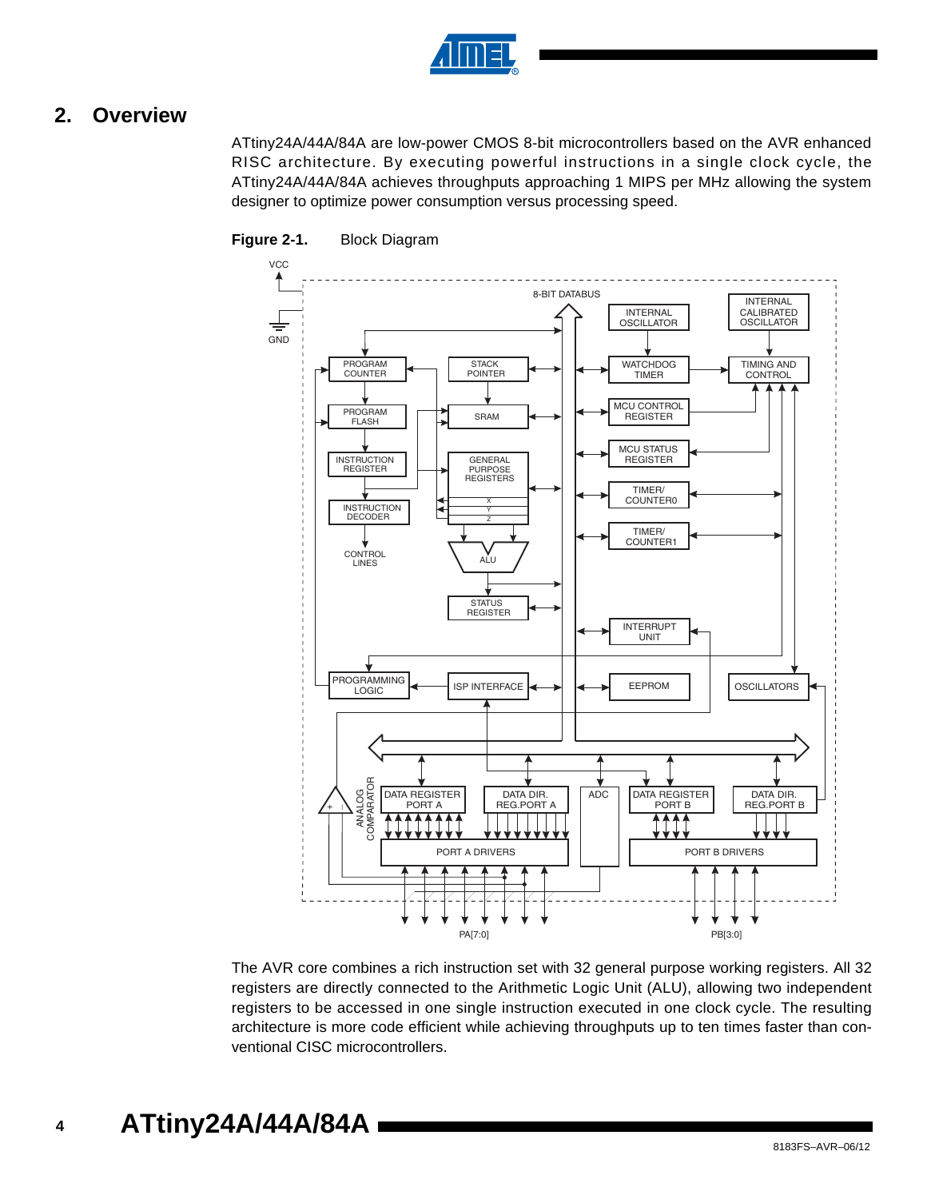## 2. Overview

ATtiny24A/44A/84A are low-power CMOS 8-bit microcontrollers based on the AVR enhanced RISC architecture. By executing powerful instructions in a single clock cycle, the ATtiny24A/44A/84A achieves throughputs approaching 1 MIPS per MHz allowing the system designer to optimize power consumption versus processing speed.

**Figure 2-1.** Block Diagram

The AVR core combines a rich instruction set with 32 general purpose working registers. All 32 registers are directly connected to the Arithmetic Logic Unit (ALU), allowing two independent registers to be accessed in one single instruction executed in one clock cycle. The resulting architecture is more code efficient while achieving throughputs up to ten times faster than conventional CISC microcontrollers.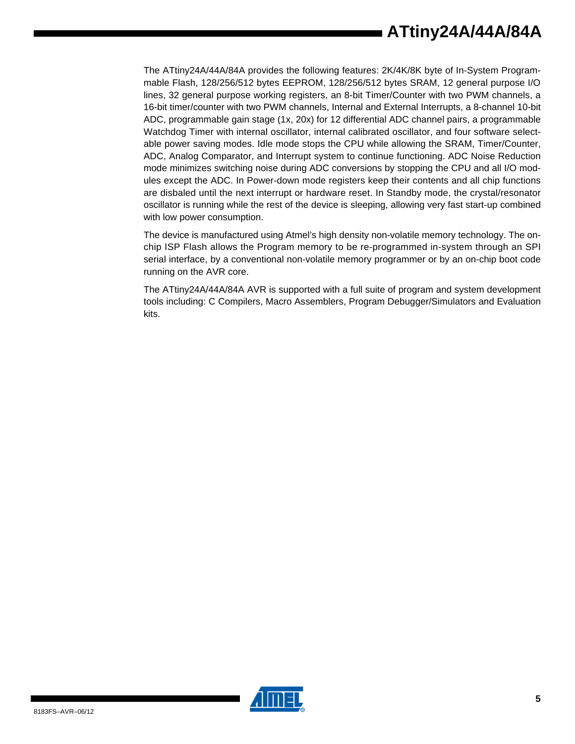The ATtiny24A/44A/84A provides the following features: 2K/4K/8K byte of In-System Programmable Flash, 128/256/512 bytes EEPROM, 128/256/512 bytes SRAM, 12 general purpose I/O lines, 32 general purpose working registers, an 8-bit Timer/Counter with two PWM channels, a 16-bit timer/counter with two PWM channels, Internal and External Interrupts, a 8-channel 10-bit ADC, programmable gain stage (1x, 20x) for 12 differential ADC channel pairs, a programmable Watchdog Timer with internal oscillator, internal calibrated oscillator, and four software selectable power saving modes. Idle mode stops the CPU while allowing the SRAM, Timer/Counter, ADC, Analog Comparator, and Interrupt system to continue functioning. ADC Noise Reduction mode minimizes switching noise during ADC conversions by stopping the CPU and all I/O modules except the ADC. In Power-down mode registers keep their contents and all chip functions are disbaled until the next interrupt or hardware reset. In Standby mode, the crystal/resonator oscillator is running while the rest of the device is sleeping, allowing very fast start-up combined with low power consumption.

The device is manufactured using Atmel's high density non-volatile memory technology. The on-chip ISP Flash allows the Program memory to be re-programmed in-system through an SPI serial interface, by a conventional non-volatile memory programmer or by an on-chip boot code running on the AVR core.

The ATtiny24A/44A/84A AVR is supported with a full suite of program and system development tools including: C Compilers, Macro Assemblers, Program Debugger/Simulators and Evaluation kits.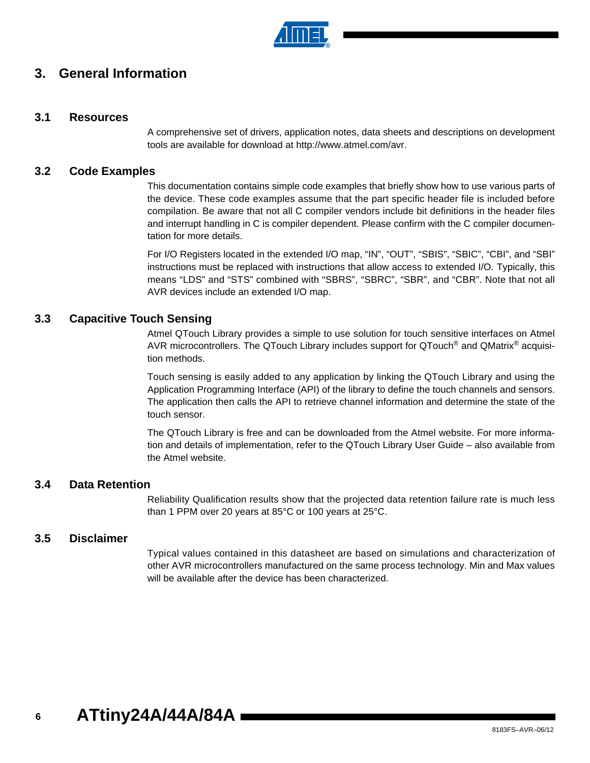# 3. General Information

## 3.1 Resources

A comprehensive set of drivers, application notes, data sheets and descriptions on development tools are available for download at http://www.atmel.com/avr.

## 3.2 Code Examples

This documentation contains simple code examples that briefly show how to use various parts of the device. These code examples assume that the part specific header file is included before compilation. Be aware that not all C compiler vendors include bit definitions in the header files and interrupt handling in C is compiler dependent. Please confirm with the C compiler documentation for more details.

For I/O Registers located in the extended I/O map, “IN”, “OUT”, “SBIS”, “SBIC”, “CBI”, and “SBI” instructions must be replaced with instructions that allow access to extended I/O. Typically, this means “LDS” and “STS” combined with “SBRS”, “SBRC”, “SBR”, and “CBR”. Note that not all AVR devices include an extended I/O map.

## 3.3 Capacitive Touch Sensing

Atmel QTouch Library provides a simple to use solution for touch sensitive interfaces on Atmel AVR microcontrollers. The QTouch Library includes support for QTouch® and QMatrix® acquisition methods.

Touch sensing is easily added to any application by linking the QTouch Library and using the Application Programming Interface (API) of the library to define the touch channels and sensors. The application then calls the API to retrieve channel information and determine the state of the touch sensor.

The QTouch Library is free and can be downloaded from the Atmel website. For more information and details of implementation, refer to the QTouch Library User Guide – also available from the Atmel website.

## 3.4 Data Retention

Reliability Qualification results show that the projected data retention failure rate is much less than 1 PPM over 20 years at 85°C or 100 years at 25°C.

## 3.5 Disclaimer

Typical values contained in this datasheet are based on simulations and characterization of other AVR microcontrollers manufactured on the same process technology. Min and Max values will be available after the device has been characterized.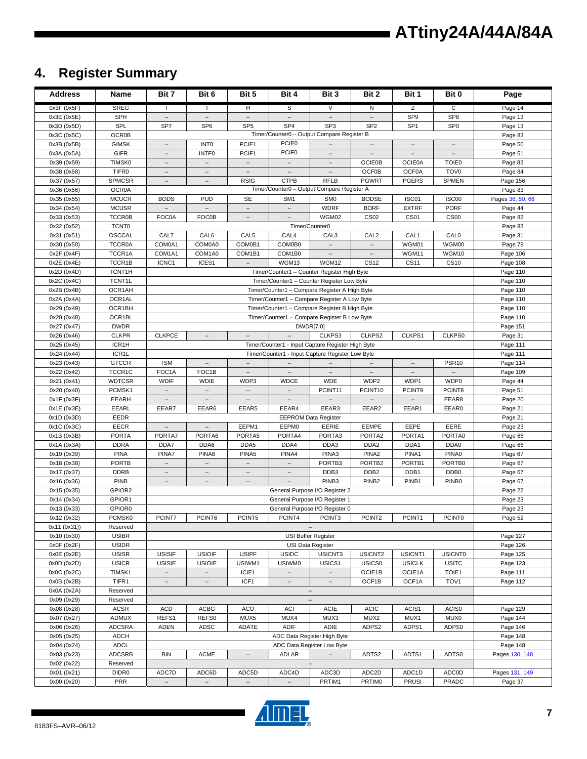# 4. Register Summary

| Address | Name | Bit 7 | Bit 6 | Bit 5 | Bit 4 | Bit 3 | Bit 2 | Bit 1 | Bit 0 | Page |
|---|---|---|---|---|---|---|---|---|---|---|
| 0x3F (0x5F) | SREG | I | T | H | S | V | N | Z | C | Page 14 |
| 0x3E (0x5E) | SPH | – | – | – | – | – | – | SP9 | SP8 | Page 13 |
| 0x3D (0x5D) | SPL | SP7 | SP6 | SP5 | SP4 | SP3 | SP2 | SP1 | SP0 | Page 13 |
| 0x3C (0x5C) | OCR0B | Timer/Counter0 – Output Compare Register B | | | | | | | | Page 83 |
| 0x3B (0x5B) | GIMSK | – | INT0 | PCIE1 | PCIE0 | – | – | – | – | Page 50 |
| 0x3A (0x5A) | GIFR | – | INTF0 | PCIF1 | PCIF0 | – | – | – | – | Page 51 |
| 0x39 (0x59) | TIMSK0 | – | – | – | – | – | OCIE0B | OCIE0A | TOIE0 | Page 83 |
| 0x38 (0x58) | TIFR0 | – | – | – | – | – | OCF0B | OCF0A | TOV0 | Page 84 |
| 0x37 (0x57) | SPMCSR | – | – | RSIG | CTPB | RFLB | PGWRT | PGERS | SPMEN | Page 156 |
| 0x36 (0x56) | OCR0A | Timer/Counter0 – Output Compare Register A | | | | | | | | Page 83 |
| 0x35 (0x55) | MCUCR | BODS | PUD | SE | SM1 | SM0 | BODSE | ISC01 | ISC00 | Pages 36, 50, 66 |
| 0x34 (0x54) | MCUSR | – | – | – | – | WDRF | BORF | EXTRF | PORF | Page 44 |
| 0x33 (0x53) | TCCR0B | FOC0A | FOC0B | – | – | WGM02 | CS02 | CS01 | CS00 | Page 82 |
| 0x32 (0x52) | TCNT0 | Timer/Counter0 | | | | | | | | Page 83 |
| 0x31 (0x51) | OSCCAL | CAL7 | CAL6 | CAL5 | CAL4 | CAL3 | CAL2 | CAL1 | CAL0 | Page 31 |
| 0x30 (0x50) | TCCR0A | COM0A1 | COM0A0 | COM0B1 | COM0B0 | – | – | WGM01 | WGM00 | Page 79 |
| 0x2F (0x4F) | TCCR1A | COM1A1 | COM1A0 | COM1B1 | COM1B0 | – | – | WGM11 | WGM10 | Page 106 |
| 0x2E (0x4E) | TCCR1B | ICNC1 | ICES1 | – | WGM13 | WGM12 | CS12 | CS11 | CS10 | Page 108 |
| 0x2D (0x4D) | TCNT1H | Timer/Counter1 – Counter Register High Byte | | | | | | | | Page 110 |
| 0x2C (0x4C) | TCNT1L | Timer/Counter1 – Counter Register Low Byte | | | | | | | | Page 110 |
| 0x2B (0x4B) | OCR1AH | Timer/Counter1 – Compare Register A High Byte | | | | | | | | Page 110 |
| 0x2A (0x4A) | OCR1AL | Timer/Counter1 – Compare Register A Low Byte | | | | | | | | Page 110 |
| 0x29 (0x49) | OCR1BH | Timer/Counter1 – Compare Register B High Byte | | | | | | | | Page 110 |
| 0x28 (0x48) | OCR1BL | Timer/Counter1 – Compare Register B Low Byte | | | | | | | | Page 110 |
| 0x27 (0x47) | DWDR | DWDR[7:0] | | | | | | | | Page 151 |
| 0x26 (0x46) | CLKPR | CLKPCE | – | – | – | CLKPS3 | CLKPS2 | CLKPS1 | CLKPS0 | Page 31 |
| 0x25 (0x45) | ICR1H | Timer/Counter1 - Input Capture Register High Byte | | | | | | | | Page 111 |
| 0x24 (0x44) | ICR1L | Timer/Counter1 - Input Capture Register Low Byte | | | | | | | | Page 111 |
| 0x23 (0x43) | GTCCR | TSM | – | – | – | – | – | – | PSR10 | Page 114 |
| 0x22 (0x42) | TCCR1C | FOC1A | FOC1B | – | – | – | – | – | – | Page 109 |
| 0x21 (0x41) | WDTCSR | WDIF | WDIE | WDP3 | WDCE | WDE | WDP2 | WDP1 | WDP0 | Page 44 |
| 0x20 (0x40) | PCMSK1 | – | – | – | – | PCINT11 | PCINT10 | PCINT9 | PCINT8 | Page 51 |
| 0x1F (0x3F) | EEARH | – | – | – | – | – | – | – | EEAR8 | Page 20 |
| 0x1E (0x3E) | EEARL | EEAR7 | EEAR6 | EEAR5 | EEAR4 | EEAR3 | EEAR2 | EEAR1 | EEAR0 | Page 21 |
| 0x1D (0x3D) | EEDR | EEPROM Data Register | | | | | | | | Page 21 |
| 0x1C (0x3C) | EECR | – | – | EEPM1 | EEPM0 | EERIE | EEMPE | EEPE | EERE | Page 23 |
| 0x1B (0x3B) | PORTA | PORTA7 | PORTA6 | PORTA5 | PORTA4 | PORTA3 | PORTA2 | PORTA1 | PORTA0 | Page 66 |
| 0x1A (0x3A) | DDRA | DDA7 | DDA6 | DDA5 | DDA4 | DDA3 | DDA2 | DDA1 | DDA0 | Page 66 |
| 0x19 (0x39) | PINA | PINA7 | PINA6 | PINA5 | PINA4 | PINA3 | PINA2 | PINA1 | PINA0 | Page 67 |
| 0x18 (0x38) | PORTB | – | – | – | – | PORTB3 | PORTB2 | PORTB1 | PORTB0 | Page 67 |
| 0x17 (0x37) | DDRB | – | – | – | – | DDB3 | DDB2 | DDB1 | DDB0 | Page 67 |
| 0x16 (0x36) | PINB | – | – | – | – | PINB3 | PINB2 | PINB1 | PINB0 | Page 67 |
| 0x15 (0x35) | GPIOR2 | General Purpose I/O Register 2 | | | | | | | | Page 22 |
| 0x14 (0x34) | GPIOR1 | General Purpose I/O Register 1 | | | | | | | | Page 23 |
| 0x13 (0x33) | GPIOR0 | General Purpose I/O Register 0 | | | | | | | | Page 23 |
| 0x12 (0x32) | PCMSK0 | PCINT7 | PCINT6 | PCINT5 | PCINT4 | PCINT3 | PCINT2 | PCINT1 | PCINT0 | Page 52 |
| 0x11 (0x31)) | Reserved | – | | | | | | | | |
| 0x10 (0x30) | USIBR | USI Buffer Register | | | | | | | | Page 127 |
| 0x0F (0x2F) | USIDR | USI Data Register | | | | | | | | Page 126 |
| 0x0E (0x2E) | USISR | USISIF | USIOIF | USIPF | USIDC | USICNT3 | USICNT2 | USICNT1 | USICNT0 | Page 125 |
| 0x0D (0x2D) | USICR | USISIE | USIOIE | USIWM1 | USIWM0 | USICS1 | USICS0 | USICLK | USITC | Page 123 |
| 0x0C (0x2C) | TIMSK1 | – | – | ICIE1 | – | – | OCIE1B | OCIE1A | TOIE1 | Page 111 |
| 0x0B (0x2B) | TIFR1 | – | – | ICF1 | – | – | OCF1B | OCF1A | TOV1 | Page 112 |
| 0x0A (0x2A) | Reserved | – | | | | | | | | |
| 0x09 (0x29) | Reserved | – | | | | | | | | |
| 0x08 (0x28) | ACSR | ACD | ACBG | ACO | ACI | ACIE | ACIC | ACIS1 | ACIS0 | Page 129 |
| 0x07 (0x27) | ADMUX | REFS1 | REFS0 | MUX5 | MUX4 | MUX3 | MUX2 | MUX1 | MUX0 | Page 144 |
| 0x06 (0x26) | ADCSRA | ADEN | ADSC | ADATE | ADIF | ADIE | ADPS2 | ADPS1 | ADPS0 | Page 146 |
| 0x05 (0x25) | ADCH | ADC Data Register High Byte | | | | | | | | Page 148 |
| 0x04 (0x24) | ADCL | ADC Data Register Low Byte | | | | | | | | Page 148 |
| 0x03 (0x23) | ADCSRB | BIN | ACME | – | ADLAR | – | ADTS2 | ADTS1 | ADTS0 | Pages 130, 148 |
| 0x02 (0x22) | Reserved | – | | | | | | | | |
| 0x01 (0x21) | DIDR0 | ADC7D | ADC6D | ADC5D | ADC4D | ADC3D | ADC2D | ADC1D | ADC0D | Pages 131, 149 |
| 0x00 (0x20) | PRR | – | – | – | – | PRTIM1 | PRTIM0 | PRUSI | PRADC | Page 37 |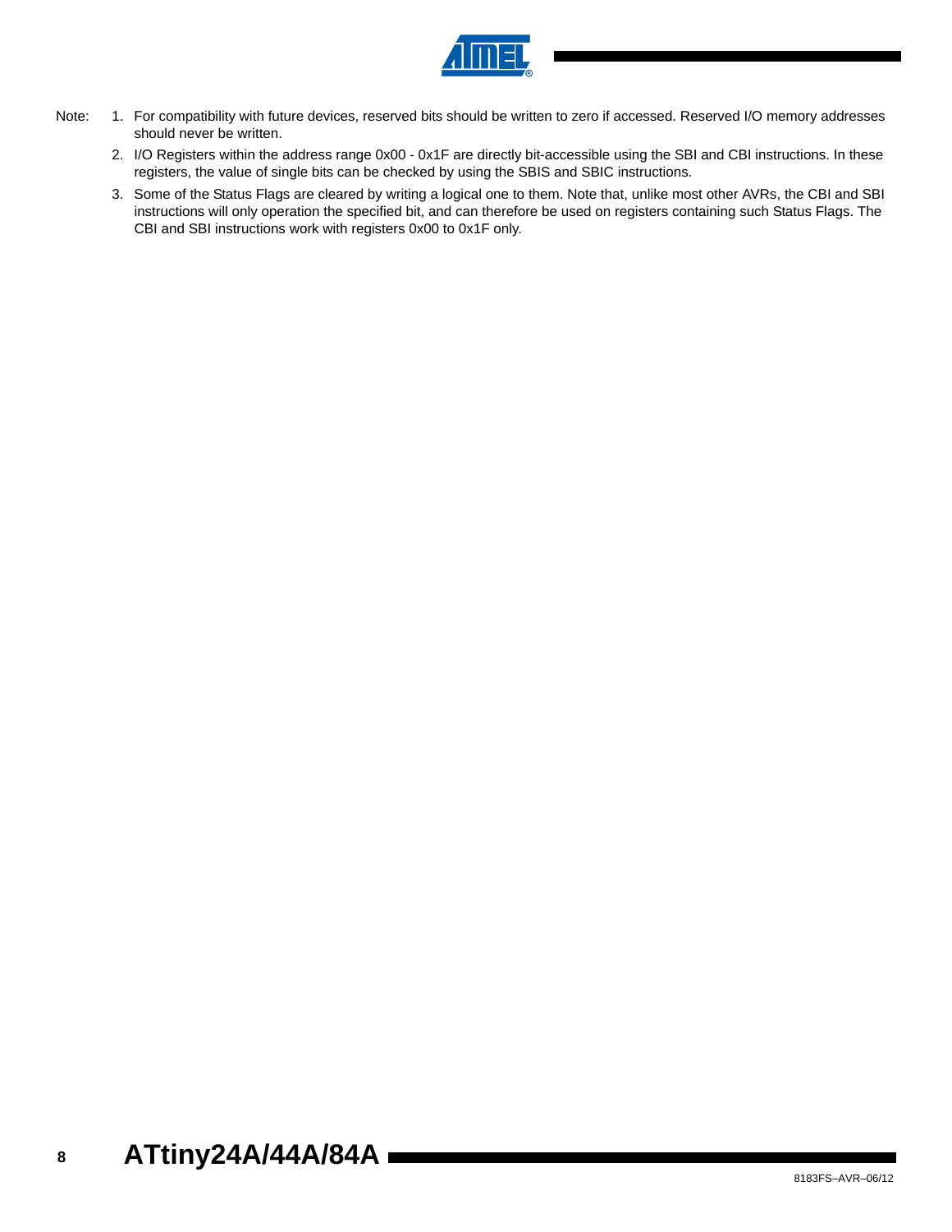Note: 1. For compatibility with future devices, reserved bits should be written to zero if accessed. Reserved I/O memory addresses should never be written.

2. I/O Registers within the address range 0x00 - 0x1F are directly bit-accessible using the SBI and CBI instructions. In these registers, the value of single bits can be checked by using the SBIS and SBIC instructions.

3. Some of the Status Flags are cleared by writing a logical one to them. Note that, unlike most other AVRs, the CBI and SBI instructions will only operation the specified bit, and can therefore be used on registers containing such Status Flags. The CBI and SBI instructions work with registers 0x00 to 0x1F only.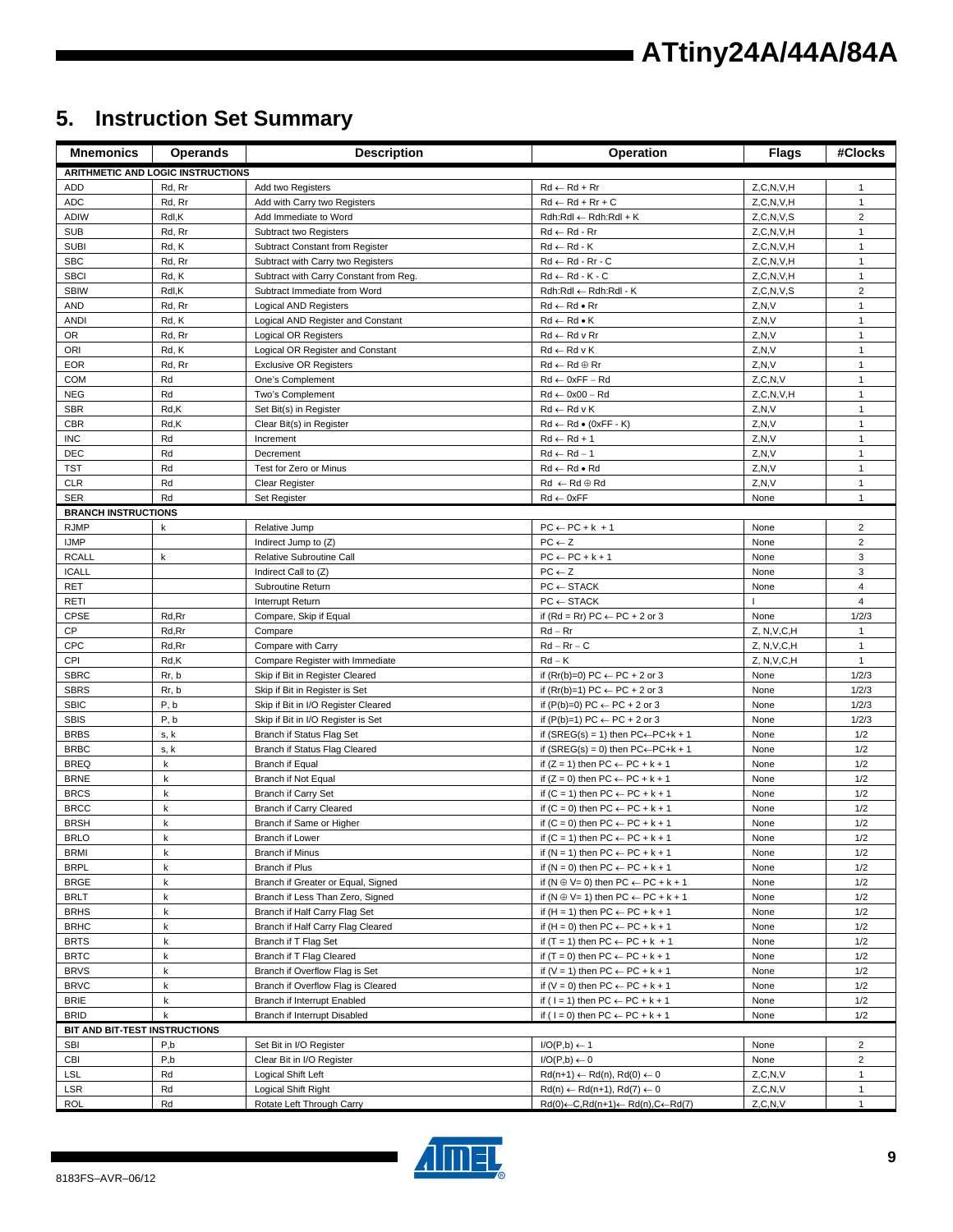# 5. Instruction Set Summary

| Mnemonics | Operands | Description | Operation | Flags | #Clocks |
|---|---|---|---|---|---|
| **ARITHMETIC AND LOGIC INSTRUCTIONS** | | | | | |
| ADD | Rd, Rr | Add two Registers | Rd ← Rd + Rr | Z,C,N,V,H | 1 |
| ADC | Rd, Rr | Add with Carry two Registers | Rd ← Rd + Rr + C | Z,C,N,V,H | 1 |
| ADIW | Rdl,K | Add Immediate to Word | Rdh:Rdl ← Rdh:Rdl + K | Z,C,N,V,S | 2 |
| SUB | Rd, Rr | Subtract two Registers | Rd ← Rd - Rr | Z,C,N,V,H | 1 |
| SUBI | Rd, K | Subtract Constant from Register | Rd ← Rd - K | Z,C,N,V,H | 1 |
| SBC | Rd, Rr | Subtract with Carry two Registers | Rd ← Rd - Rr - C | Z,C,N,V,H | 1 |
| SBCI | Rd, K | Subtract with Carry Constant from Reg. | Rd ← Rd - K - C | Z,C,N,V,H | 1 |
| SBIW | Rdl,K | Subtract Immediate from Word | Rdh:Rdl ← Rdh:Rdl - K | Z,C,N,V,S | 2 |
| AND | Rd, Rr | Logical AND Registers | Rd ← Rd • Rr | Z,N,V | 1 |
| ANDI | Rd, K | Logical AND Register and Constant | Rd ← Rd • K | Z,N,V | 1 |
| OR | Rd, Rr | Logical OR Registers | Rd ← Rd v Rr | Z,N,V | 1 |
| ORI | Rd, K | Logical OR Register and Constant | Rd ← Rd v K | Z,N,V | 1 |
| EOR | Rd, Rr | Exclusive OR Registers | Rd ← Rd ⊕ Rr | Z,N,V | 1 |
| COM | Rd | One's Complement | Rd ← 0xFF − Rd | Z,C,N,V | 1 |
| NEG | Rd | Two's Complement | Rd ← 0x00 − Rd | Z,C,N,V,H | 1 |
| SBR | Rd,K | Set Bit(s) in Register | Rd ← Rd v K | Z,N,V | 1 |
| CBR | Rd,K | Clear Bit(s) in Register | Rd ← Rd • (0xFF - K) | Z,N,V | 1 |
| INC | Rd | Increment | Rd ← Rd + 1 | Z,N,V | 1 |
| DEC | Rd | Decrement | Rd ← Rd − 1 | Z,N,V | 1 |
| TST | Rd | Test for Zero or Minus | Rd ← Rd • Rd | Z,N,V | 1 |
| CLR | Rd | Clear Register | Rd ← Rd ⊕ Rd | Z,N,V | 1 |
| SER | Rd | Set Register | Rd ← 0xFF | None | 1 |
| **BRANCH INSTRUCTIONS** | | | | | |
| RJMP | k | Relative Jump | PC ← PC + k + 1 | None | 2 |
| IJMP | | Indirect Jump to (Z) | PC ← Z | None | 2 |
| RCALL | k | Relative Subroutine Call | PC ← PC + k + 1 | None | 3 |
| ICALL | | Indirect Call to (Z) | PC ← Z | None | 3 |
| RET | | Subroutine Return | PC ← STACK | None | 4 |
| RETI | | Interrupt Return | PC ← STACK | I | 4 |
| CPSE | Rd,Rr | Compare, Skip if Equal | if (Rd = Rr) PC ← PC + 2 or 3 | None | 1/2/3 |
| CP | Rd,Rr | Compare | Rd − Rr | Z, N,V,C,H | 1 |
| CPC | Rd,Rr | Compare with Carry | Rd − Rr − C | Z, N,V,C,H | 1 |
| CPI | Rd,K | Compare Register with Immediate | Rd − K | Z, N,V,C,H | 1 |
| SBRC | Rr, b | Skip if Bit in Register Cleared | if (Rr(b)=0) PC ← PC + 2 or 3 | None | 1/2/3 |
| SBRS | Rr, b | Skip if Bit in Register is Set | if (Rr(b)=1) PC ← PC + 2 or 3 | None | 1/2/3 |
| SBIC | P, b | Skip if Bit in I/O Register Cleared | if (P(b)=0) PC ← PC + 2 or 3 | None | 1/2/3 |
| SBIS | P, b | Skip if Bit in I/O Register is Set | if (P(b)=1) PC ← PC + 2 or 3 | None | 1/2/3 |
| BRBS | s, k | Branch if Status Flag Set | if (SREG(s) = 1) then PC←PC+k + 1 | None | 1/2 |
| BRBC | s, k | Branch if Status Flag Cleared | if (SREG(s) = 0) then PC←PC+k + 1 | None | 1/2 |
| BREQ | k | Branch if Equal | if (Z = 1) then PC ← PC + k + 1 | None | 1/2 |
| BRNE | k | Branch if Not Equal | if (Z = 0) then PC ← PC + k + 1 | None | 1/2 |
| BRCS | k | Branch if Carry Set | if (C = 1) then PC ← PC + k + 1 | None | 1/2 |
| BRCC | k | Branch if Carry Cleared | if (C = 0) then PC ← PC + k + 1 | None | 1/2 |
| BRSH | k | Branch if Same or Higher | if (C = 0) then PC ← PC + k + 1 | None | 1/2 |
| BRLO | k | Branch if Lower | if (C = 1) then PC ← PC + k + 1 | None | 1/2 |
| BRMI | k | Branch if Minus | if (N = 1) then PC ← PC + k + 1 | None | 1/2 |
| BRPL | k | Branch if Plus | if (N = 0) then PC ← PC + k + 1 | None | 1/2 |
| BRGE | k | Branch if Greater or Equal, Signed | if (N ⊕ V= 0) then PC ← PC + k + 1 | None | 1/2 |
| BRLT | k | Branch if Less Than Zero, Signed | if (N ⊕ V= 1) then PC ← PC + k + 1 | None | 1/2 |
| BRHS | k | Branch if Half Carry Flag Set | if (H = 1) then PC ← PC + k + 1 | None | 1/2 |
| BRHC | k | Branch if Half Carry Flag Cleared | if (H = 0) then PC ← PC + k + 1 | None | 1/2 |
| BRTS | k | Branch if T Flag Set | if (T = 1) then PC ← PC + k + 1 | None | 1/2 |
| BRTC | k | Branch if T Flag Cleared | if (T = 0) then PC ← PC + k + 1 | None | 1/2 |
| BRVS | k | Branch if Overflow Flag is Set | if (V = 1) then PC ← PC + k + 1 | None | 1/2 |
| BRVC | k | Branch if Overflow Flag is Cleared | if (V = 0) then PC ← PC + k + 1 | None | 1/2 |
| BRIE | k | Branch if Interrupt Enabled | if ( I = 1) then PC ← PC + k + 1 | None | 1/2 |
| BRID | k | Branch if Interrupt Disabled | if ( I = 0) then PC ← PC + k + 1 | None | 1/2 |
| **BIT AND BIT-TEST INSTRUCTIONS** | | | | | |
| SBI | P,b | Set Bit in I/O Register | I/O(P,b) ← 1 | None | 2 |
| CBI | P,b | Clear Bit in I/O Register | I/O(P,b) ← 0 | None | 2 |
| LSL | Rd | Logical Shift Left | Rd(n+1) ← Rd(n), Rd(0) ← 0 | Z,C,N,V | 1 |
| LSR | Rd | Logical Shift Right | Rd(n) ← Rd(n+1), Rd(7) ← 0 | Z,C,N,V | 1 |
| ROL | Rd | Rotate Left Through Carry | Rd(0)←C,Rd(n+1)← Rd(n),C←Rd(7) | Z,C,N,V | 1 |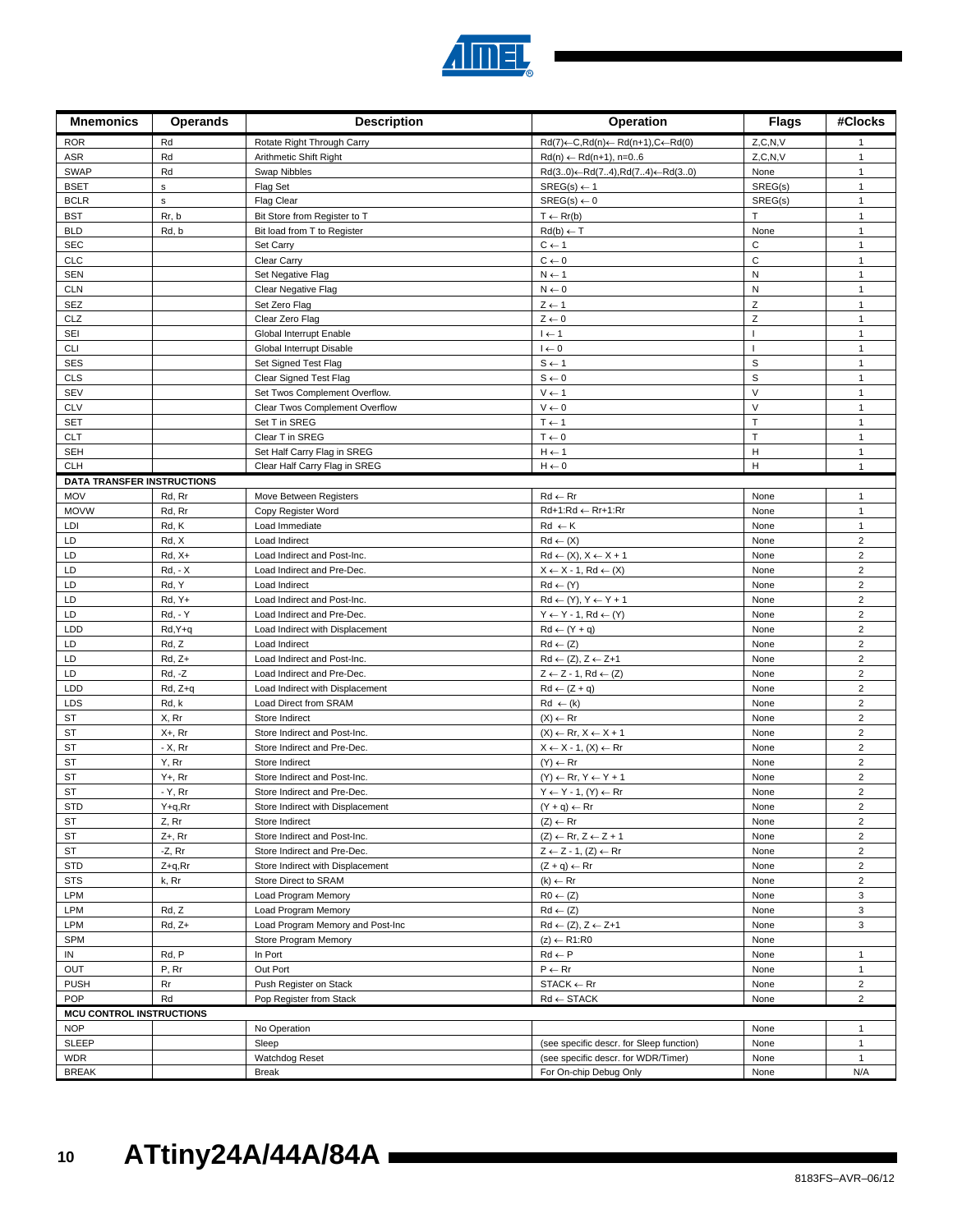| Mnemonics | Operands | Description | Operation | Flags | #Clocks |
|---|---|---|---|---|---|
| ROR | Rd | Rotate Right Through Carry | Rd(7)←C,Rd(n)← Rd(n+1),C←Rd(0) | Z,C,N,V | 1 |
| ASR | Rd | Arithmetic Shift Right | Rd(n) ← Rd(n+1), n=0..6 | Z,C,N,V | 1 |
| SWAP | Rd | Swap Nibbles | Rd(3..0)←Rd(7..4),Rd(7..4)←Rd(3..0) | None | 1 |
| BSET | s | Flag Set | SREG(s) ← 1 | SREG(s) | 1 |
| BCLR | s | Flag Clear | SREG(s) ← 0 | SREG(s) | 1 |
| BST | Rr, b | Bit Store from Register to T | T ← Rr(b) | T | 1 |
| BLD | Rd, b | Bit load from T to Register | Rd(b) ← T | None | 1 |
| SEC | | Set Carry | C ← 1 | C | 1 |
| CLC | | Clear Carry | C ← 0 | C | 1 |
| SEN | | Set Negative Flag | N ← 1 | N | 1 |
| CLN | | Clear Negative Flag | N ← 0 | N | 1 |
| SEZ | | Set Zero Flag | Z ← 1 | Z | 1 |
| CLZ | | Clear Zero Flag | Z ← 0 | Z | 1 |
| SEI | | Global Interrupt Enable | I ← 1 | I | 1 |
| CLI | | Global Interrupt Disable | I ← 0 | I | 1 |
| SES | | Set Signed Test Flag | S ← 1 | S | 1 |
| CLS | | Clear Signed Test Flag | S ← 0 | S | 1 |
| SEV | | Set Twos Complement Overflow. | V ← 1 | V | 1 |
| CLV | | Clear Twos Complement Overflow | V ← 0 | V | 1 |
| SET | | Set T in SREG | T ← 1 | T | 1 |
| CLT | | Clear T in SREG | T ← 0 | T | 1 |
| SEH | | Set Half Carry Flag in SREG | H ← 1 | H | 1 |
| CLH | | Clear Half Carry Flag in SREG | H ← 0 | H | 1 |
| **DATA TRANSFER INSTRUCTIONS** | | | | | |
| MOV | Rd, Rr | Move Between Registers | Rd ← Rr | None | 1 |
| MOVW | Rd, Rr | Copy Register Word | Rd+1:Rd ← Rr+1:Rr | None | 1 |
| LDI | Rd, K | Load Immediate | Rd ← K | None | 1 |
| LD | Rd, X | Load Indirect | Rd ← (X) | None | 2 |
| LD | Rd, X+ | Load Indirect and Post-Inc. | Rd ← (X), X ← X + 1 | None | 2 |
| LD | Rd, - X | Load Indirect and Pre-Dec. | X ← X - 1, Rd ← (X) | None | 2 |
| LD | Rd, Y | Load Indirect | Rd ← (Y) | None | 2 |
| LD | Rd, Y+ | Load Indirect and Post-Inc. | Rd ← (Y), Y ← Y + 1 | None | 2 |
| LD | Rd, - Y | Load Indirect and Pre-Dec. | Y ← Y - 1, Rd ← (Y) | None | 2 |
| LDD | Rd,Y+q | Load Indirect with Displacement | Rd ← (Y + q) | None | 2 |
| LD | Rd, Z | Load Indirect | Rd ← (Z) | None | 2 |
| LD | Rd, Z+ | Load Indirect and Post-Inc. | Rd ← (Z), Z ← Z+1 | None | 2 |
| LD | Rd, -Z | Load Indirect and Pre-Dec. | Z ← Z - 1, Rd ← (Z) | None | 2 |
| LDD | Rd, Z+q | Load Indirect with Displacement | Rd ← (Z + q) | None | 2 |
| LDS | Rd, k | Load Direct from SRAM | Rd ← (k) | None | 2 |
| ST | X, Rr | Store Indirect | (X) ← Rr | None | 2 |
| ST | X+, Rr | Store Indirect and Post-Inc. | (X) ← Rr, X ← X + 1 | None | 2 |
| ST | - X, Rr | Store Indirect and Pre-Dec. | X ← X - 1, (X) ← Rr | None | 2 |
| ST | Y, Rr | Store Indirect | (Y) ← Rr | None | 2 |
| ST | Y+, Rr | Store Indirect and Post-Inc. | (Y) ← Rr, Y ← Y + 1 | None | 2 |
| ST | - Y, Rr | Store Indirect and Pre-Dec. | Y ← Y - 1, (Y) ← Rr | None | 2 |
| STD | Y+q,Rr | Store Indirect with Displacement | (Y + q) ← Rr | None | 2 |
| ST | Z, Rr | Store Indirect | (Z) ← Rr | None | 2 |
| ST | Z+, Rr | Store Indirect and Post-Inc. | (Z) ← Rr, Z ← Z + 1 | None | 2 |
| ST | -Z, Rr | Store Indirect and Pre-Dec. | Z ← Z - 1, (Z) ← Rr | None | 2 |
| STD | Z+q,Rr | Store Indirect with Displacement | (Z + q) ← Rr | None | 2 |
| STS | k, Rr | Store Direct to SRAM | (k) ← Rr | None | 2 |
| LPM | | Load Program Memory | R0 ← (Z) | None | 3 |
| LPM | Rd, Z | Load Program Memory | Rd ← (Z) | None | 3 |
| LPM | Rd, Z+ | Load Program Memory and Post-Inc | Rd ← (Z), Z ← Z+1 | None | 3 |
| SPM | | Store Program Memory | (z) ← R1:R0 | None | |
| IN | Rd, P | In Port | Rd ← P | None | 1 |
| OUT | P, Rr | Out Port | P ← Rr | None | 1 |
| PUSH | Rr | Push Register on Stack | STACK ← Rr | None | 2 |
| POP | Rd | Pop Register from Stack | Rd ← STACK | None | 2 |
| **MCU CONTROL INSTRUCTIONS** | | | | | |
| NOP | | No Operation | | None | 1 |
| SLEEP | | Sleep | (see specific descr. for Sleep function) | None | 1 |
| WDR | | Watchdog Reset | (see specific descr. for WDR/Timer) | None | 1 |
| BREAK | | Break | For On-chip Debug Only | None | N/A |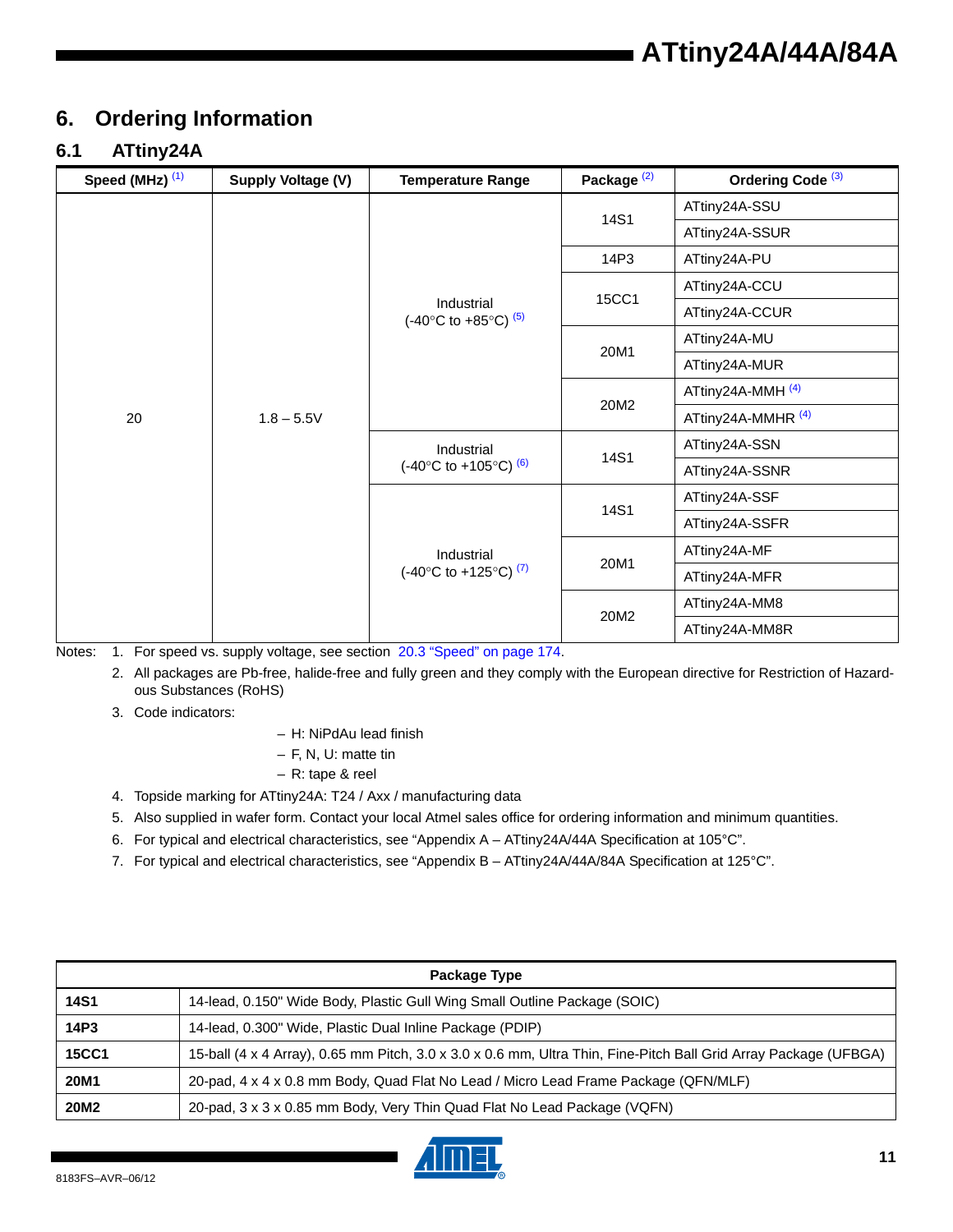# 6. Ordering Information

## 6.1 ATtiny24A

| Speed (MHz) [(1)] | Supply Voltage (V) | Temperature Range | Package [(2)] | Ordering Code [(3)] |
|---|---|---|---|---|
| 20 | 1.8 – 5.5V | Industrial (-40°C to +85°C) [(5)] | 14S1 | ATtiny24A-SSU |
| | | | | ATtiny24A-SSUR |
| | | | 14P3 | ATtiny24A-PU |
| | | | 15CC1 | ATtiny24A-CCU |
| | | | | ATtiny24A-CCUR |
| | | | 20M1 | ATtiny24A-MU |
| | | | | ATtiny24A-MUR |
| | | | 20M2 | ATtiny24A-MMH [(4)] |
| | | | | ATtiny24A-MMHR [(4)] |
| | | Industrial (-40°C to +105°C) [(6)] | 14S1 | ATtiny24A-SSN |
| | | | | ATtiny24A-SSNR |
| | | Industrial (-40°C to +125°C) [(7)] | 14S1 | ATtiny24A-SSF |
| | | | | ATtiny24A-SSFR |
| | | | 20M1 | ATtiny24A-MF |
| | | | | ATtiny24A-MFR |
| | | | 20M2 | ATtiny24A-MM8 |
| | | | | ATtiny24A-MM8R |

Notes:
1. For speed vs. supply voltage, see section 20.3 "Speed" on page 174.
2. All packages are Pb-free, halide-free and fully green and they comply with the European directive for Restriction of Hazardous Substances (RoHS)
3. Code indicators:
   - H: NiPdAu lead finish
   - F, N, U: matte tin
   - R: tape & reel
4. Topside marking for ATtiny24A: T24 / Axx / manufacturing data
5. Also supplied in wafer form. Contact your local Atmel sales office for ordering information and minimum quantities.
6. For typical and electrical characteristics, see "Appendix A – ATtiny24A/44A Specification at 105°C".
7. For typical and electrical characteristics, see "Appendix B – ATtiny24A/44A/84A Specification at 125°C".

| Package Type | |
|---|---|
| **14S1** | 14-lead, 0.150" Wide Body, Plastic Gull Wing Small Outline Package (SOIC) |
| **14P3** | 14-lead, 0.300" Wide, Plastic Dual Inline Package (PDIP) |
| **15CC1** | 15-ball (4 x 4 Array), 0.65 mm Pitch, 3.0 x 3.0 x 0.6 mm, Ultra Thin, Fine-Pitch Ball Grid Array Package (UFBGA) |
| **20M1** | 20-pad, 4 x 4 x 0.8 mm Body, Quad Flat No Lead / Micro Lead Frame Package (QFN/MLF) |
| **20M2** | 20-pad, 3 x 3 x 0.85 mm Body, Very Thin Quad Flat No Lead Package (VQFN) |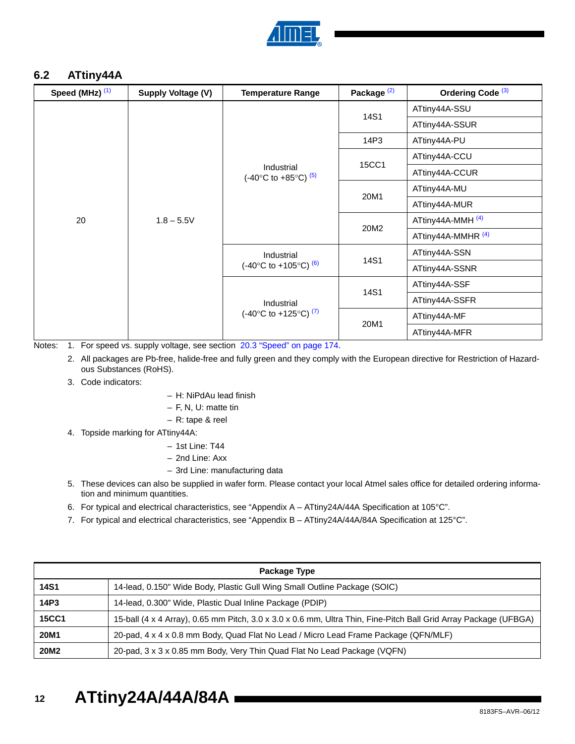## 6.2 ATtiny44A

| Speed (MHz) [1] | Supply Voltage (V) | Temperature Range | Package [2] | Ordering Code [3] |
|---|---|---|---|---|
| 20 | 1.8 – 5.5V | Industrial (-40°C to +85°C) [5] | 14S1 | ATtiny44A-SSU |
| | | | | ATtiny44A-SSUR |
| | | | 14P3 | ATtiny44A-PU |
| | | | 15CC1 | ATtiny44A-CCU |
| | | | | ATtiny44A-CCUR |
| | | | 20M1 | ATtiny44A-MU |
| | | | | ATtiny44A-MUR |
| | | | 20M2 | ATtiny44A-MMH [4] |
| | | | | ATtiny44A-MMHR [4] |
| | | Industrial (-40°C to +105°C) [6] | 14S1 | ATtiny44A-SSN |
| | | | | ATtiny44A-SSNR |
| | | Industrial (-40°C to +125°C) [7] | 14S1 | ATtiny44A-SSF |
| | | | | ATtiny44A-SSFR |
| | | | 20M1 | ATtiny44A-MF |
| | | | | ATtiny44A-MFR |

Notes:
1. For speed vs. supply voltage, see section 20.3 "Speed" on page 174.
2. All packages are Pb-free, halide-free and fully green and they comply with the European directive for Restriction of Hazardous Substances (RoHS).
3. Code indicators:
   - H: NiPdAu lead finish
   - F, N, U: matte tin
   - R: tape & reel
4. Topside marking for ATtiny44A:
   - 1st Line: T44
   - 2nd Line: Axx
   - 3rd Line: manufacturing data
5. These devices can also be supplied in wafer form. Please contact your local Atmel sales office for detailed ordering information and minimum quantities.
6. For typical and electrical characteristics, see "Appendix A – ATtiny24A/44A Specification at 105°C".
7. For typical and electrical characteristics, see "Appendix B – ATtiny24A/44A/84A Specification at 125°C".

| Package Type | |
|---|---|
| **14S1** | 14-lead, 0.150" Wide Body, Plastic Gull Wing Small Outline Package (SOIC) |
| **14P3** | 14-lead, 0.300" Wide, Plastic Dual Inline Package (PDIP) |
| **15CC1** | 15-ball (4 x 4 Array), 0.65 mm Pitch, 3.0 x 3.0 x 0.6 mm, Ultra Thin, Fine-Pitch Ball Grid Array Package (UFBGA) |
| **20M1** | 20-pad, 4 x 4 x 0.8 mm Body, Quad Flat No Lead / Micro Lead Frame Package (QFN/MLF) |
| **20M2** | 20-pad, 3 x 3 x 0.85 mm Body, Very Thin Quad Flat No Lead Package (VQFN) |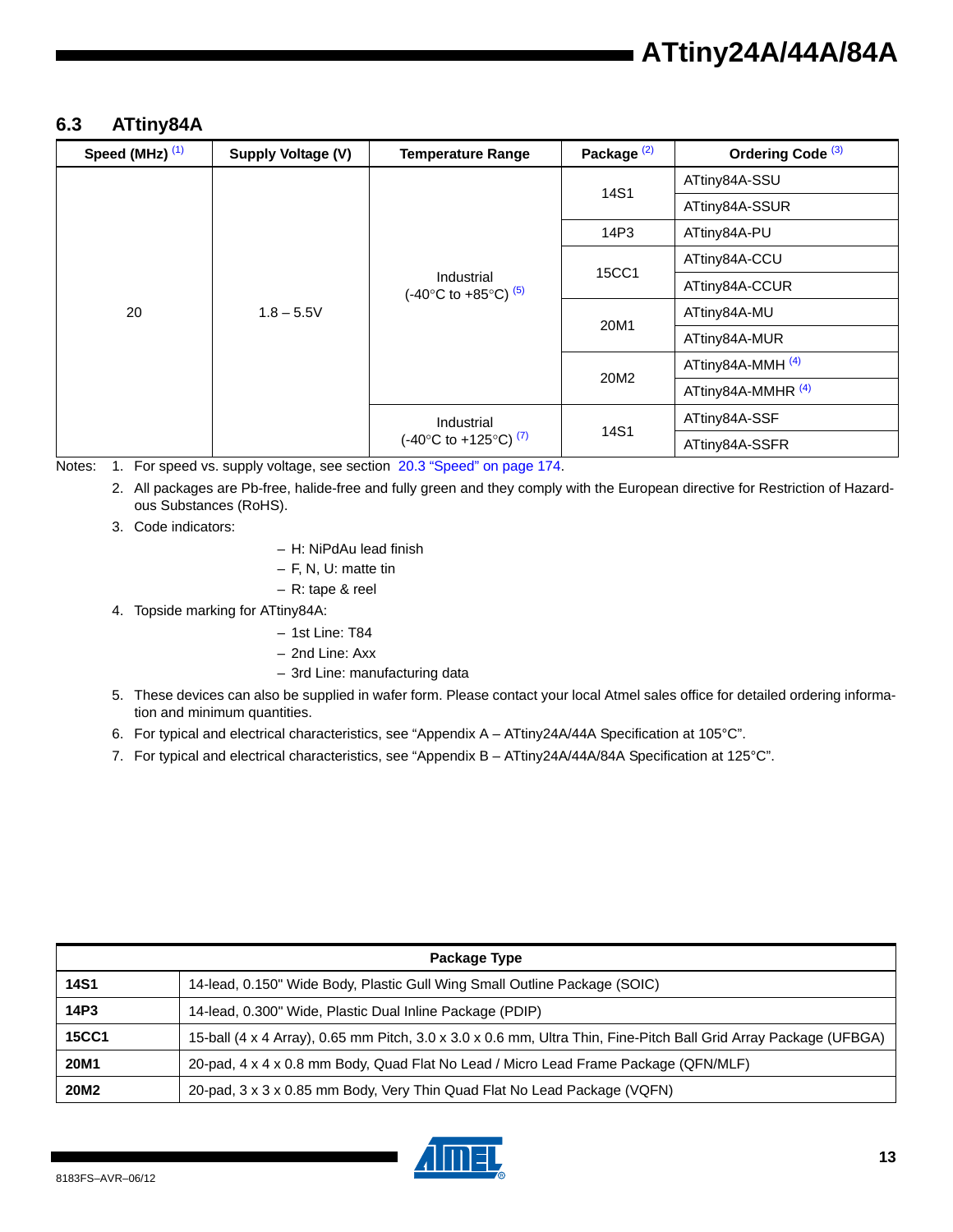## 6.3 ATtiny84A

| Speed (MHz) [(1)] | Supply Voltage (V) | Temperature Range | Package [(2)] | Ordering Code [(3)] |
|---|---|---|---|---|
| 20 | 1.8 – 5.5V | Industrial (-40°C to +85°C) [(5)] | 14S1 | ATtiny84A-SSU |
| | | | | ATtiny84A-SSUR |
| | | | 14P3 | ATtiny84A-PU |
| | | | 15CC1 | ATtiny84A-CCU |
| | | | | ATtiny84A-CCUR |
| | | | 20M1 | ATtiny84A-MU |
| | | | | ATtiny84A-MUR |
| | | | 20M2 | ATtiny84A-MMH [(4)] |
| | | | | ATtiny84A-MMHR [(4)] |
| | | Industrial (-40°C to +125°C) [(7)] | 14S1 | ATtiny84A-SSF |
| | | | | ATtiny84A-SSFR |

Notes:
1. For speed vs. supply voltage, see section 20.3 “Speed” on page 174.
2. All packages are Pb-free, halide-free and fully green and they comply with the European directive for Restriction of Hazardous Substances (RoHS).
3. Code indicators:
   - H: NiPdAu lead finish
   - F, N, U: matte tin
   - R: tape & reel
4. Topside marking for ATtiny84A:
   - 1st Line: T84
   - 2nd Line: Axx
   - 3rd Line: manufacturing data
5. These devices can also be supplied in wafer form. Please contact your local Atmel sales office for detailed ordering information and minimum quantities.
6. For typical and electrical characteristics, see “Appendix A – ATtiny24A/44A Specification at 105°C”.
7. For typical and electrical characteristics, see “Appendix B – ATtiny24A/44A/84A Specification at 125°C”.

| Package Type | |
|---|---|
| **14S1** | 14-lead, 0.150" Wide Body, Plastic Gull Wing Small Outline Package (SOIC) |
| **14P3** | 14-lead, 0.300" Wide, Plastic Dual Inline Package (PDIP) |
| **15CC1** | 15-ball (4 x 4 Array), 0.65 mm Pitch, 3.0 x 3.0 x 0.6 mm, Ultra Thin, Fine-Pitch Ball Grid Array Package (UFBGA) |
| **20M1** | 20-pad, 4 x 4 x 0.8 mm Body, Quad Flat No Lead / Micro Lead Frame Package (QFN/MLF) |
| **20M2** | 20-pad, 3 x 3 x 0.85 mm Body, Very Thin Quad Flat No Lead Package (VQFN) |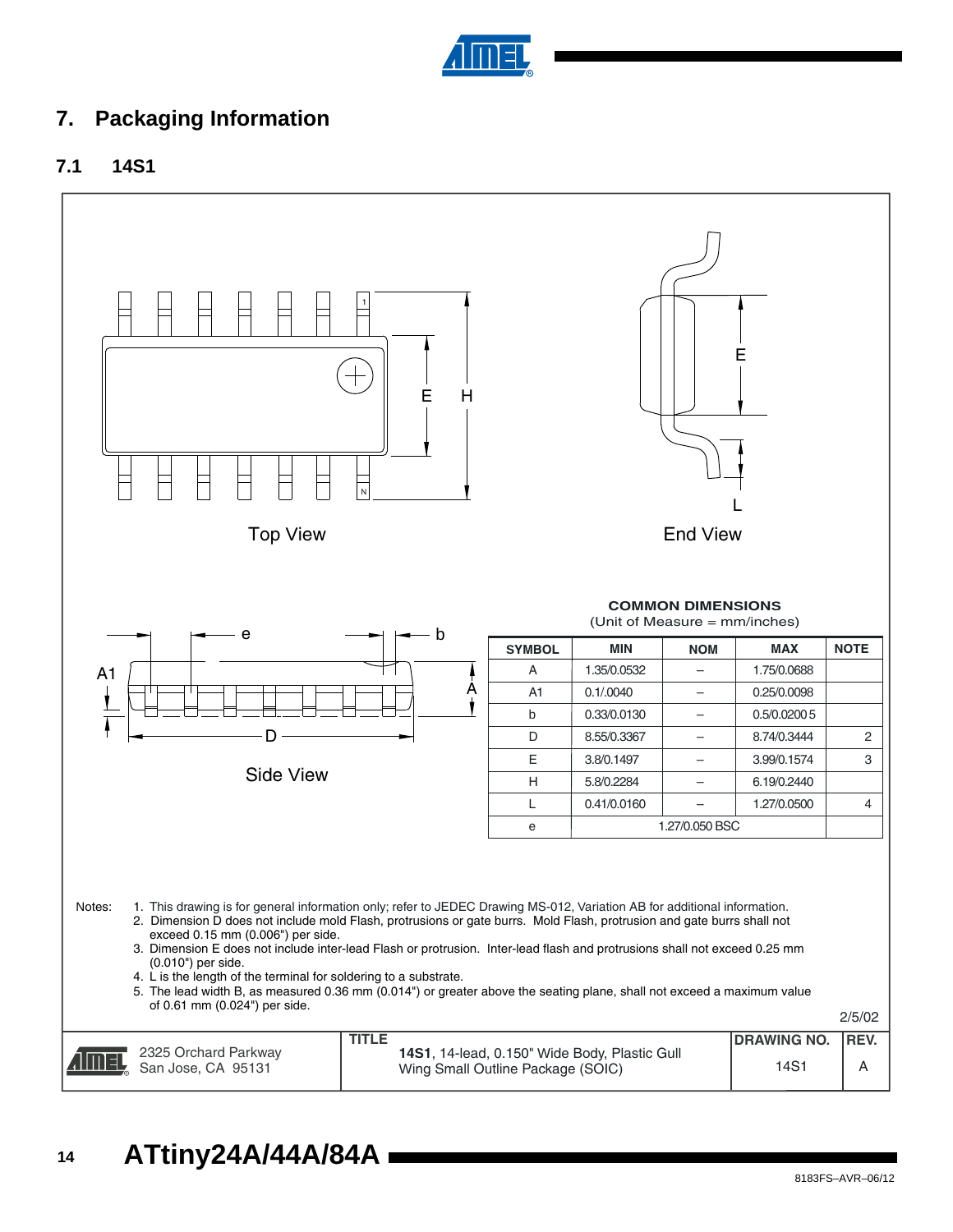# 7. Packaging Information

## 7.1 14S1

Top View

End View

Side View

**COMMON DIMENSIONS**
(Unit of Measure = mm/inches)

| SYMBOL | MIN | NOM | MAX | NOTE |
|---|---|---|---|---|
| A | 1.35/0.0532 | – | 1.75/0.0688 | |
| A1 | 0.1/.0040 | – | 0.25/0.0098 | |
| b | 0.33/0.0130 | – | 0.5/0.0200 | 5 |
| D | 8.55/0.3367 | – | 8.74/0.3444 | 2 |
| E | 3.8/0.1497 | – | 3.99/0.1574 | 3 |
| H | 5.8/0.2284 | – | 6.19/0.2440 | |
| L | 0.41/0.0160 | – | 1.27/0.0500 | 4 |
| e | 1.27/0.050 BSC | | | |

Notes:
1. This drawing is for general information only; refer to JEDEC Drawing MS-012, Variation AB for additional information.
2. Dimension D does not include mold Flash, protrusions or gate burrs. Mold Flash, protrusion and gate burrs shall not exceed 0.15 mm (0.006") per side.
3. Dimension E does not include inter-lead Flash or protrusion. Inter-lead flash and protrusions shall not exceed 0.25 mm (0.010") per side.
4. L is the length of the terminal for soldering to a substrate.
5. The lead width B, as measured 0.36 mm (0.014") or greater above the seating plane, shall not exceed a maximum value of 0.61 mm (0.024") per side.

2/5/02

| | TITLE | DRAWING NO. | REV. |
|---|---|---|---|
| 2325 Orchard Parkway San Jose, CA 95131 | **14S1**, 14-lead, 0.150" Wide Body, Plastic Gull Wing Small Outline Package (SOIC) | 14S1 | A |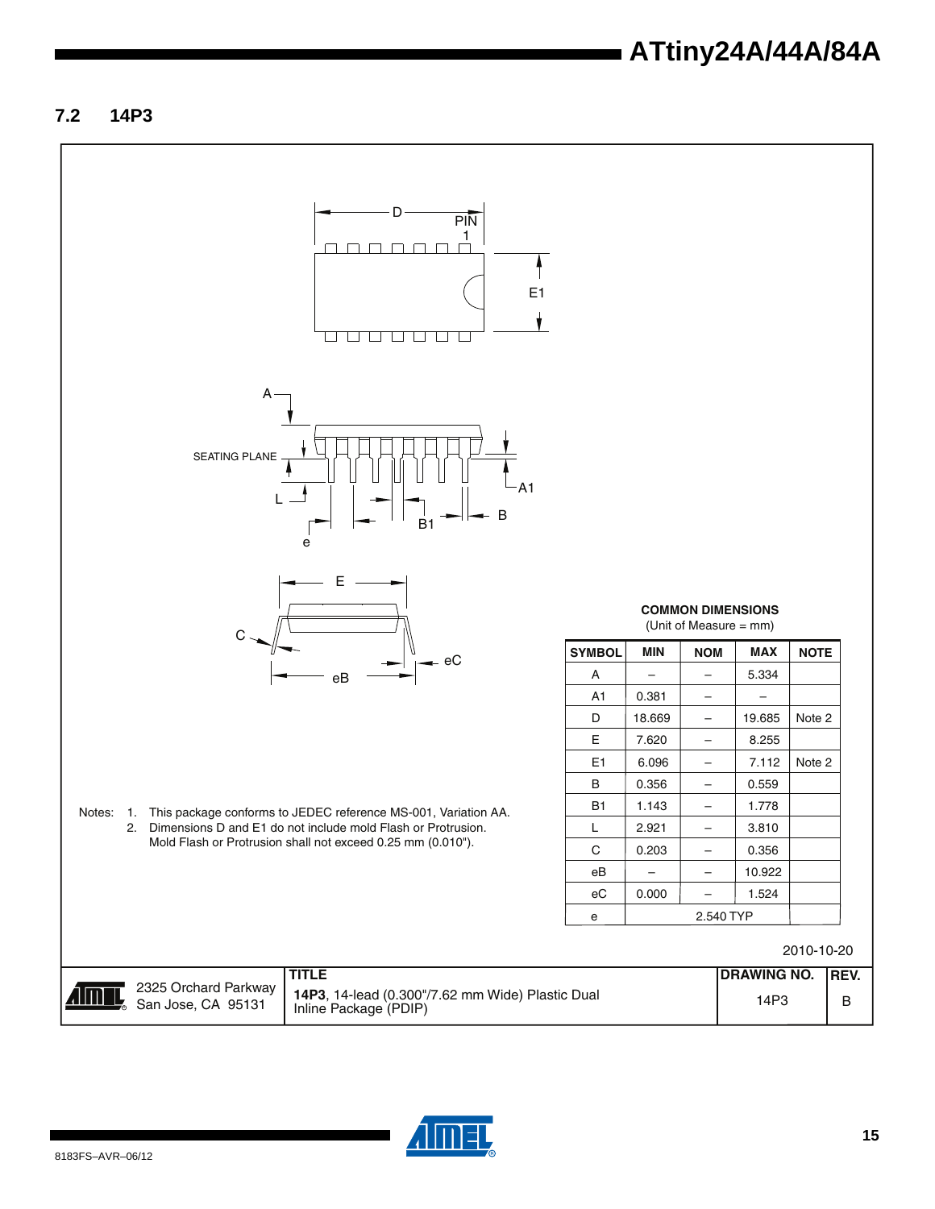## 7.2 14P3

**COMMON DIMENSIONS**
(Unit of Measure = mm)

| SYMBOL | MIN | NOM | MAX | NOTE |
|---|---|---|---|---|
| A | – | – | 5.334 | |
| A1 | 0.381 | – | – | |
| D | 18.669 | – | 19.685 | Note 2 |
| E | 7.620 | – | 8.255 | |
| E1 | 6.096 | – | 7.112 | Note 2 |
| B | 0.356 | – | 0.559 | |
| B1 | 1.143 | – | 1.778 | |
| L | 2.921 | – | 3.810 | |
| C | 0.203 | – | 0.356 | |
| eB | – | – | 10.922 | |
| eC | 0.000 | – | 1.524 | |
| e | 2.540 TYP | | | |

Notes:
1. This package conforms to JEDEC reference MS-001, Variation AA.
2. Dimensions D and E1 do not include mold Flash or Protrusion. Mold Flash or Protrusion shall not exceed 0.25 mm (0.010").

2010-10-20

| | TITLE | DRAWING NO. | REV. |
|---|---|---|---|
| 2325 Orchard Parkway San Jose, CA 95131 | **14P3**, 14-lead (0.300"/7.62 mm Wide) Plastic Dual Inline Package (PDIP) | 14P3 | B |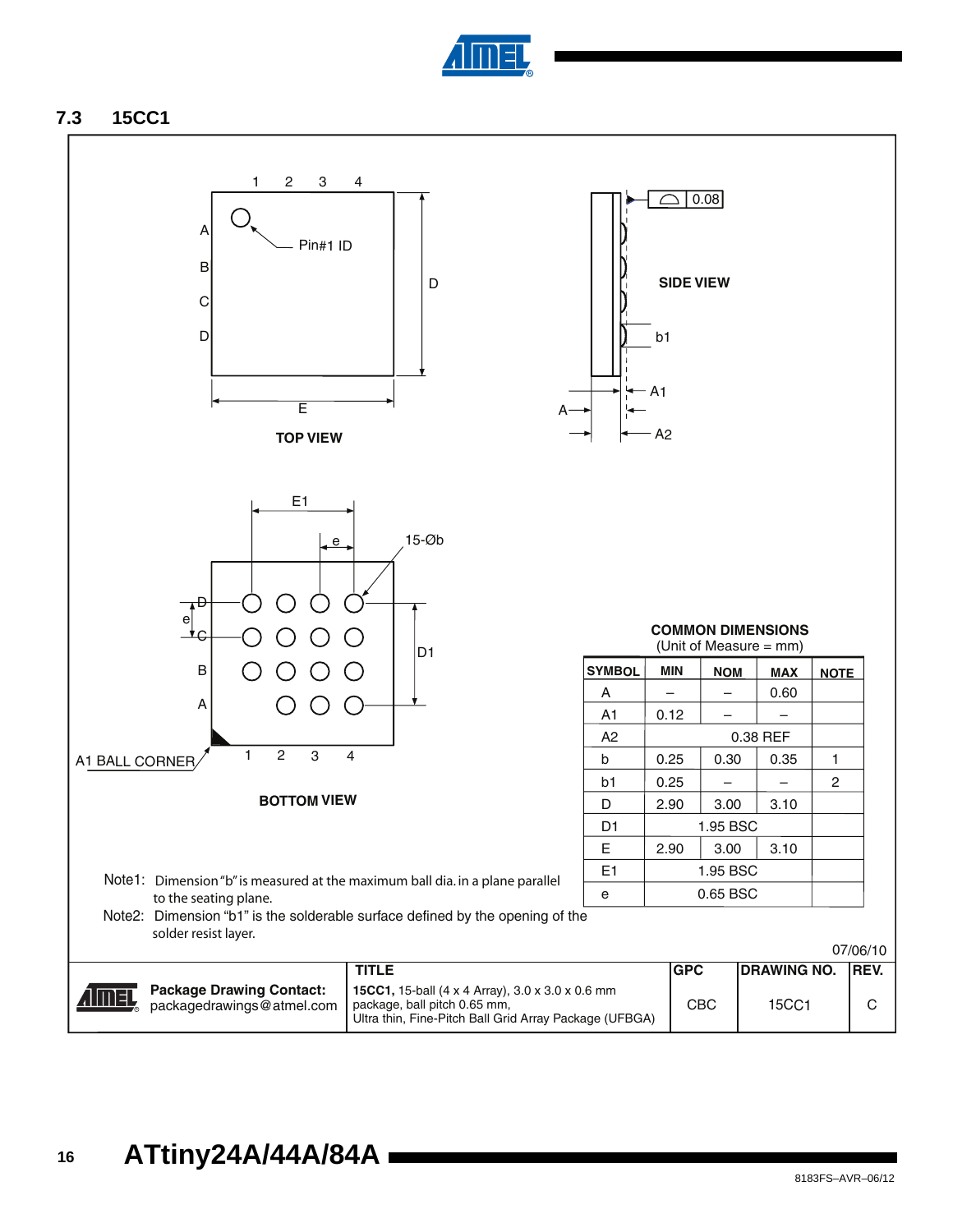## 7.3 15CC1

TOP VIEW

SIDE VIEW

BOTTOM VIEW

**COMMON DIMENSIONS**
(Unit of Measure = mm)

| SYMBOL | MIN | NOM | MAX | NOTE |
|---|---|---|---|---|
| A | – | – | 0.60 | |
| A1 | 0.12 | – | – | |
| A2 | | 0.38 REF | | |
| b | 0.25 | 0.30 | 0.35 | 1 |
| b1 | 0.25 | – | – | 2 |
| D | 2.90 | 3.00 | 3.10 | |
| D1 | | 1.95 BSC | | |
| E | 2.90 | 3.00 | 3.10 | |
| E1 | | 1.95 BSC | | |
| e | | 0.65 BSC | | |

Note1: Dimension "b" is measured at the maximum ball dia. in a plane parallel to the seating plane.

Note2: Dimension "b1" is the solderable surface defined by the opening of the solder resist layer.

07/06/10

| Package Drawing Contact: packagedrawings@atmel.com | TITLE | GPC | DRAWING NO. | REV. |
|---|---|---|---|---|
| | **15CC1,** 15-ball (4 x 4 Array), 3.0 x 3.0 x 0.6 mm package, ball pitch 0.65 mm, Ultra thin, Fine-Pitch Ball Grid Array Package (UFBGA) | CBC | 15CC1 | C |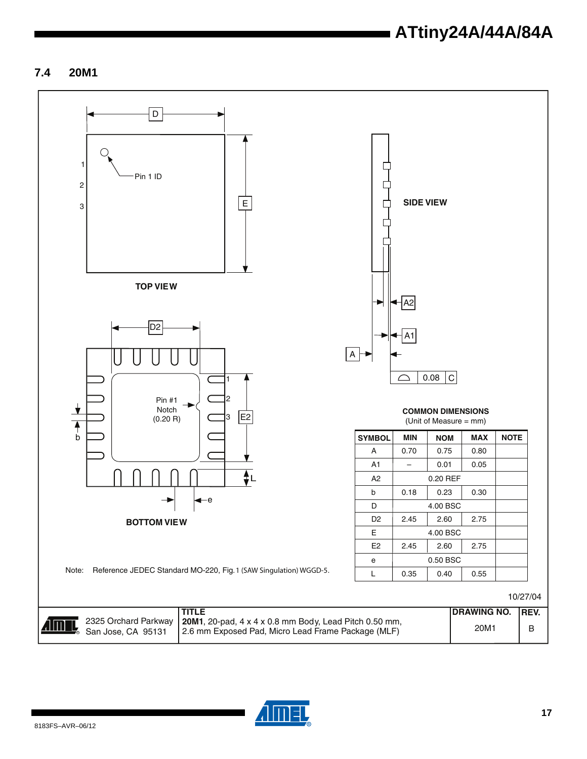## 7.4 20M1

TOP VIEW

SIDE VIEW

BOTTOM VIEW

Pin 1 ID

Pin #1 Notch (0.20 R)

**COMMON DIMENSIONS**
(Unit of Measure = mm)

| SYMBOL | MIN | NOM | MAX | NOTE |
|---|---|---|---|---|
| A | 0.70 | 0.75 | 0.80 | |
| A1 | – | 0.01 | 0.05 | |
| A2 | | 0.20 REF | | |
| b | 0.18 | 0.23 | 0.30 | |
| D | | 4.00 BSC | | |
| D2 | 2.45 | 2.60 | 2.75 | |
| E | | 4.00 BSC | | |
| E2 | 2.45 | 2.60 | 2.75 | |
| e | | 0.50 BSC | | |
| L | 0.35 | 0.40 | 0.55 | |

Note: Reference JEDEC Standard MO-220, Fig. 1 (SAW Singulation) WGGD-5.

10/27/04

| | TITLE | DRAWING NO. | REV. |
|---|---|---|---|
| 2325 Orchard Parkway San Jose, CA 95131 | **20M1**, 20-pad, 4 x 4 x 0.8 mm Body, Lead Pitch 0.50 mm, 2.6 mm Exposed Pad, Micro Lead Frame Package (MLF) | 20M1 | B |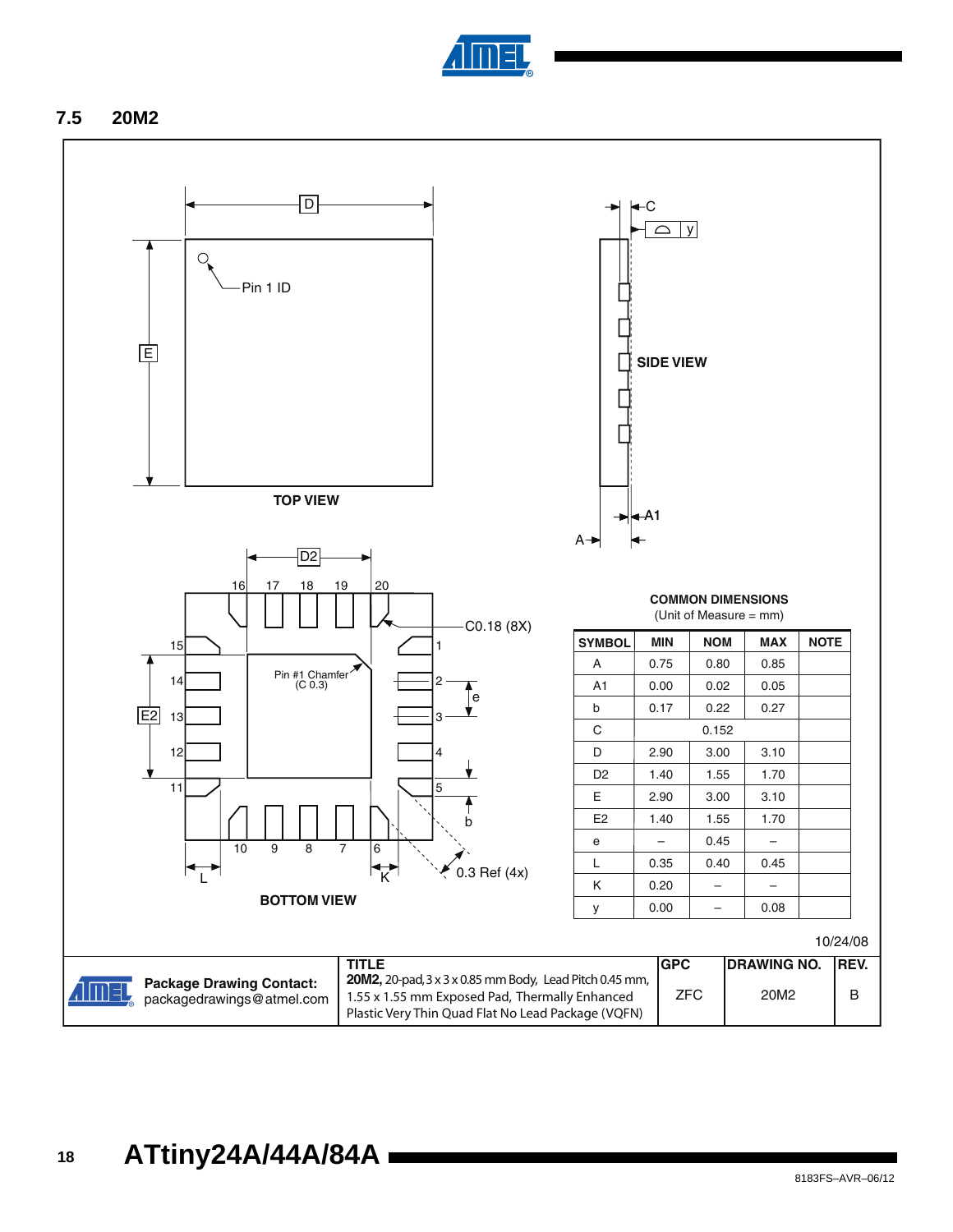### 7.5 20M2

TOP VIEW

SIDE VIEW

BOTTOM VIEW

**COMMON DIMENSIONS**
(Unit of Measure = mm)

| SYMBOL | MIN | NOM | MAX | NOTE |
|---|---|---|---|---|
| A | 0.75 | 0.80 | 0.85 | |
| A1 | 0.00 | 0.02 | 0.05 | |
| b | 0.17 | 0.22 | 0.27 | |
| C | | 0.152 | | |
| D | 2.90 | 3.00 | 3.10 | |
| D2 | 1.40 | 1.55 | 1.70 | |
| E | 2.90 | 3.00 | 3.10 | |
| E2 | 1.40 | 1.55 | 1.70 | |
| e | – | 0.45 | – | |
| L | 0.35 | 0.40 | 0.45 | |
| K | 0.20 | – | – | |
| y | 0.00 | – | 0.08 | |

10/24/08

| Package Drawing Contact: packagedrawings@atmel.com | TITLE **20M2,** 20-pad, 3 x 3 x 0.85 mm Body, Lead Pitch 0.45 mm, 1.55 x 1.55 mm Exposed Pad, Thermally Enhanced Plastic Very Thin Quad Flat No Lead Package (VQFN) | GPC ZFC | DRAWING NO. 20M2 | REV. B |
|---|---|---|---|---|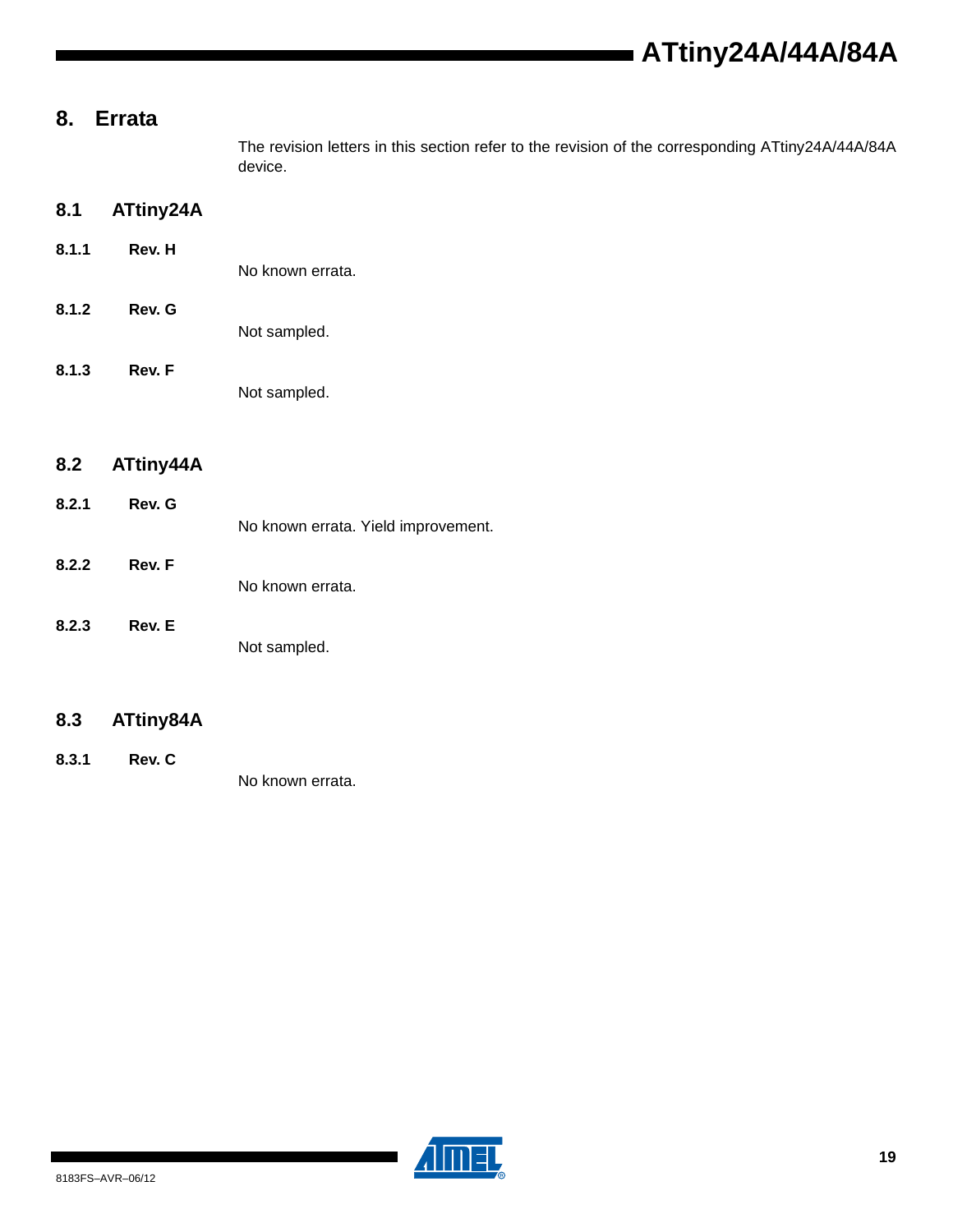# 8. Errata

The revision letters in this section refer to the revision of the corresponding ATtiny24A/44A/84A device.

## 8.1 ATtiny24A

### 8.1.1 Rev. H

No known errata.

### 8.1.2 Rev. G

Not sampled.

### 8.1.3 Rev. F

Not sampled.

## 8.2 ATtiny44A

### 8.2.1 Rev. G

No known errata. Yield improvement.

### 8.2.2 Rev. F

No known errata.

### 8.2.3 Rev. E

Not sampled.

## 8.3 ATtiny84A

### 8.3.1 Rev. C

No known errata.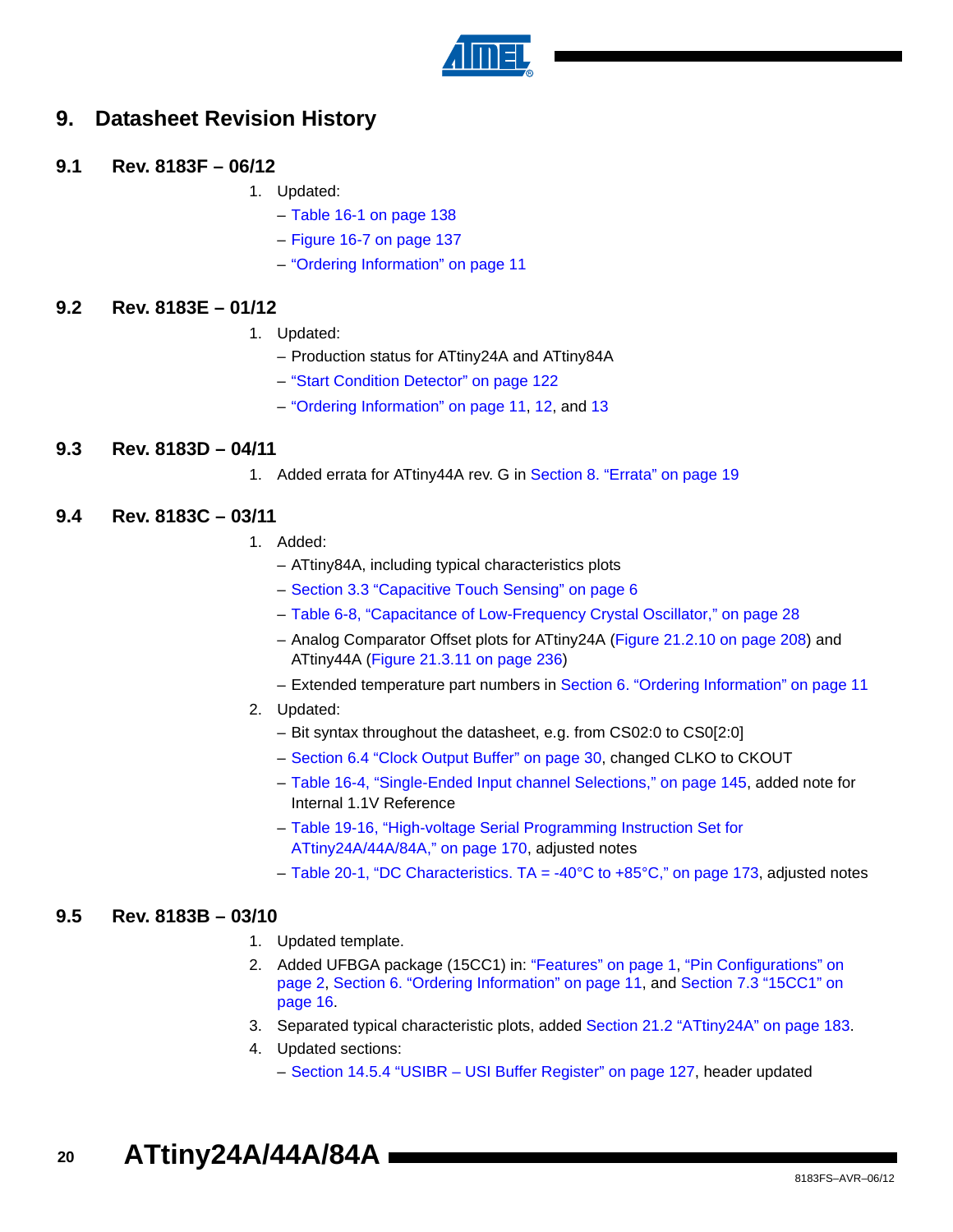# 9. Datasheet Revision History

## 9.1 Rev. 8183F – 06/12

1. Updated:
   – Table 16-1 on page 138
   – Figure 16-7 on page 137
   – "Ordering Information" on page 11

## 9.2 Rev. 8183E – 01/12

1. Updated:
   – Production status for ATtiny24A and ATtiny84A
   – "Start Condition Detector" on page 122
   – "Ordering Information" on page 11, 12, and 13

## 9.3 Rev. 8183D – 04/11

1. Added errata for ATtiny44A rev. G in Section 8. "Errata" on page 19

## 9.4 Rev. 8183C – 03/11

1. Added:
   – ATtiny84A, including typical characteristics plots
   – Section 3.3 "Capacitive Touch Sensing" on page 6
   – Table 6-8, "Capacitance of Low-Frequency Crystal Oscillator," on page 28
   – Analog Comparator Offset plots for ATtiny24A (Figure 21.2.10 on page 208) and ATtiny44A (Figure 21.3.11 on page 236)
   – Extended temperature part numbers in Section 6. "Ordering Information" on page 11
2. Updated:
   – Bit syntax throughout the datasheet, e.g. from CS02:0 to CS0[2:0]
   – Section 6.4 "Clock Output Buffer" on page 30, changed CLKO to CKOUT
   – Table 16-4, "Single-Ended Input channel Selections," on page 145, added note for Internal 1.1V Reference
   – Table 19-16, "High-voltage Serial Programming Instruction Set for ATtiny24A/44A/84A," on page 170, adjusted notes
   – Table 20-1, "DC Characteristics. TA = -40°C to +85°C," on page 173, adjusted notes

## 9.5 Rev. 8183B – 03/10

1. Updated template.
2. Added UFBGA package (15CC1) in: "Features" on page 1, "Pin Configurations" on page 2, Section 6. "Ordering Information" on page 11, and Section 7.3 "15CC1" on page 16.
3. Separated typical characteristic plots, added Section 21.2 "ATtiny24A" on page 183.
4. Updated sections:
   – Section 14.5.4 "USIBR – USI Buffer Register" on page 127, header updated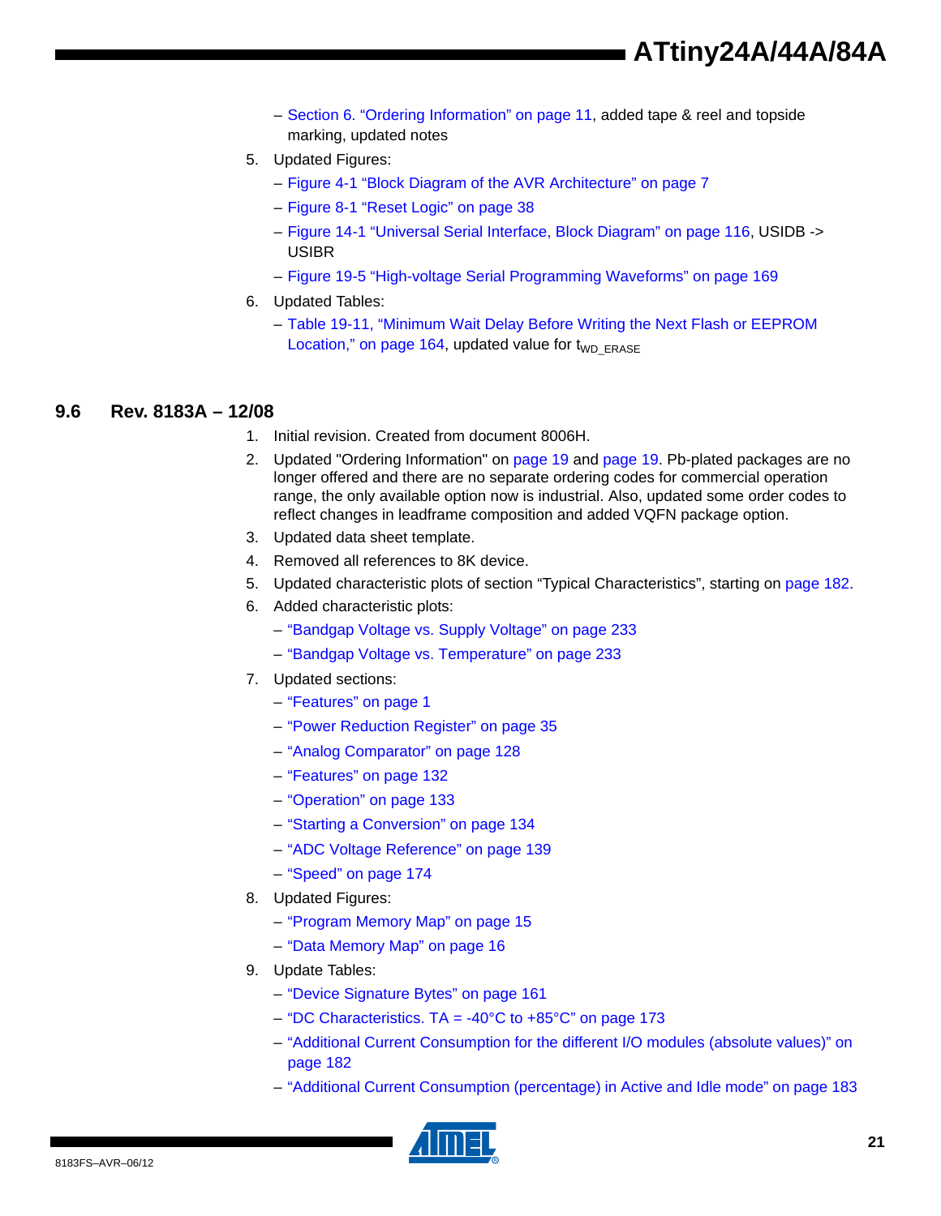- Section 6. "Ordering Information" on page 11, added tape & reel and topside marking, updated notes

5. Updated Figures:
   - Figure 4-1 "Block Diagram of the AVR Architecture" on page 7
   - Figure 8-1 "Reset Logic" on page 38
   - Figure 14-1 "Universal Serial Interface, Block Diagram" on page 116, USIDB -> USIBR
   - Figure 19-5 "High-voltage Serial Programming Waveforms" on page 169
6. Updated Tables:
   - Table 19-11, "Minimum Wait Delay Before Writing the Next Flash or EEPROM Location," on page 164, updated value for $t_{WD\_ERASE}$

## 9.6 Rev. 8183A – 12/08

1. Initial revision. Created from document 8006H.
2. Updated "Ordering Information" on page 19 and page 19. Pb-plated packages are no longer offered and there are no separate ordering codes for commercial operation range, the only available option now is industrial. Also, updated some order codes to reflect changes in leadframe composition and added VQFN package option.
3. Updated data sheet template.
4. Removed all references to 8K device.
5. Updated characteristic plots of section "Typical Characteristics", starting on page 182.
6. Added characteristic plots:
   - "Bandgap Voltage vs. Supply Voltage" on page 233
   - "Bandgap Voltage vs. Temperature" on page 233
7. Updated sections:
   - "Features" on page 1
   - "Power Reduction Register" on page 35
   - "Analog Comparator" on page 128
   - "Features" on page 132
   - "Operation" on page 133
   - "Starting a Conversion" on page 134
   - "ADC Voltage Reference" on page 139
   - "Speed" on page 174
8. Updated Figures:
   - "Program Memory Map" on page 15
   - "Data Memory Map" on page 16
9. Update Tables:
   - "Device Signature Bytes" on page 161
   - "DC Characteristics. TA = -40°C to +85°C" on page 173
   - "Additional Current Consumption for the different I/O modules (absolute values)" on page 182
   - "Additional Current Consumption (percentage) in Active and Idle mode" on page 183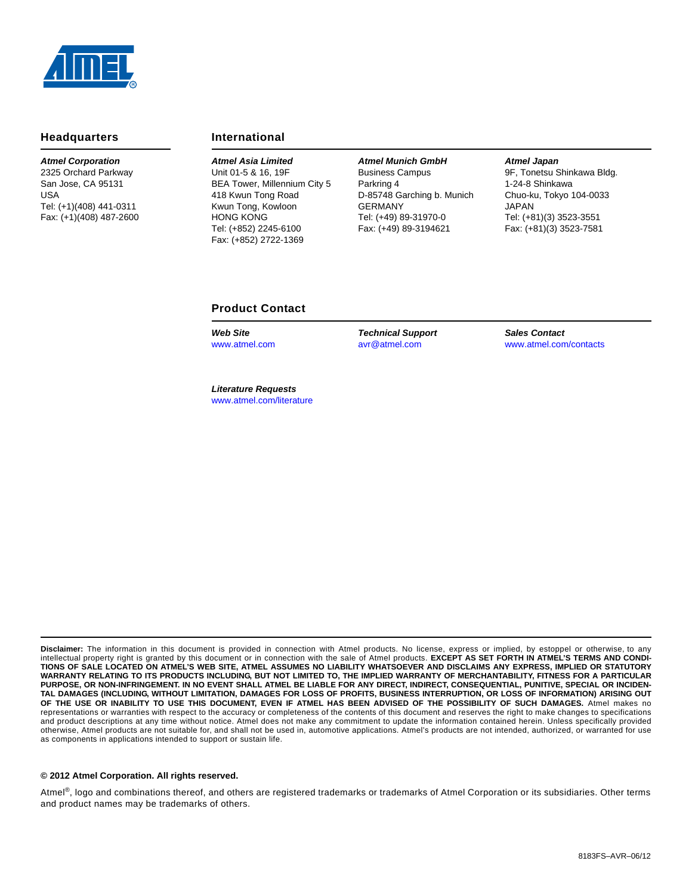## Headquarters

***Atmel Corporation***
2325 Orchard Parkway
San Jose, CA 95131
USA
Tel: (+1)(408) 441-0311
Fax: (+1)(408) 487-2600

## International

***Atmel Asia Limited***
Unit 01-5 & 16, 19F
BEA Tower, Millennium City 5
418 Kwun Tong Road
Kwun Tong, Kowloon
HONG KONG
Tel: (+852) 2245-6100
Fax: (+852) 2722-1369

***Atmel Munich GmbH***
Business Campus
Parkring 4
D-85748 Garching b. Munich
GERMANY
Tel: (+49) 89-31970-0
Fax: (+49) 89-3194621

***Atmel Japan***
9F, Tonetsu Shinkawa Bldg.
1-24-8 Shinkawa
Chuo-ku, Tokyo 104-0033
JAPAN
Tel: (+81)(3) 3523-3551
Fax: (+81)(3) 3523-7581

## Product Contact

***Web Site***
www.atmel.com

***Technical Support***
avr@atmel.com

***Sales Contact***
www.atmel.com/contacts

***Literature Requests***
www.atmel.com/literature

**Disclaimer:** The information in this document is provided in connection with Atmel products. No license, express or implied, by estoppel or otherwise, to any intellectual property right is granted by this document or in connection with the sale of Atmel products. **EXCEPT AS SET FORTH IN ATMEL'S TERMS AND CONDITIONS OF SALE LOCATED ON ATMEL'S WEB SITE, ATMEL ASSUMES NO LIABILITY WHATSOEVER AND DISCLAIMS ANY EXPRESS, IMPLIED OR STATUTORY WARRANTY RELATING TO ITS PRODUCTS INCLUDING, BUT NOT LIMITED TO, THE IMPLIED WARRANTY OF MERCHANTABILITY, FITNESS FOR A PARTICULAR PURPOSE, OR NON-INFRINGEMENT. IN NO EVENT SHALL ATMEL BE LIABLE FOR ANY DIRECT, INDIRECT, CONSEQUENTIAL, PUNITIVE, SPECIAL OR INCIDENTAL DAMAGES (INCLUDING, WITHOUT LIMITATION, DAMAGES FOR LOSS OF PROFITS, BUSINESS INTERRUPTION, OR LOSS OF INFORMATION) ARISING OUT OF THE USE OR INABILITY TO USE THIS DOCUMENT, EVEN IF ATMEL HAS BEEN ADVISED OF THE POSSIBILITY OF SUCH DAMAGES.** Atmel makes no representations or warranties with respect to the accuracy or completeness of the contents of this document and reserves the right to make changes to specifications and product descriptions at any time without notice. Atmel does not make any commitment to update the information contained herein. Unless specifically provided otherwise, Atmel products are not suitable for, and shall not be used in, automotive applications. Atmel's products are not intended, authorized, or warranted for use as components in applications intended to support or sustain life.

**© 2012 Atmel Corporation. All rights reserved.**

Atmel®, logo and combinations thereof, and others are registered trademarks or trademarks of Atmel Corporation or its subsidiaries. Other terms and product names may be trademarks of others.

8183FS–AVR–06/12